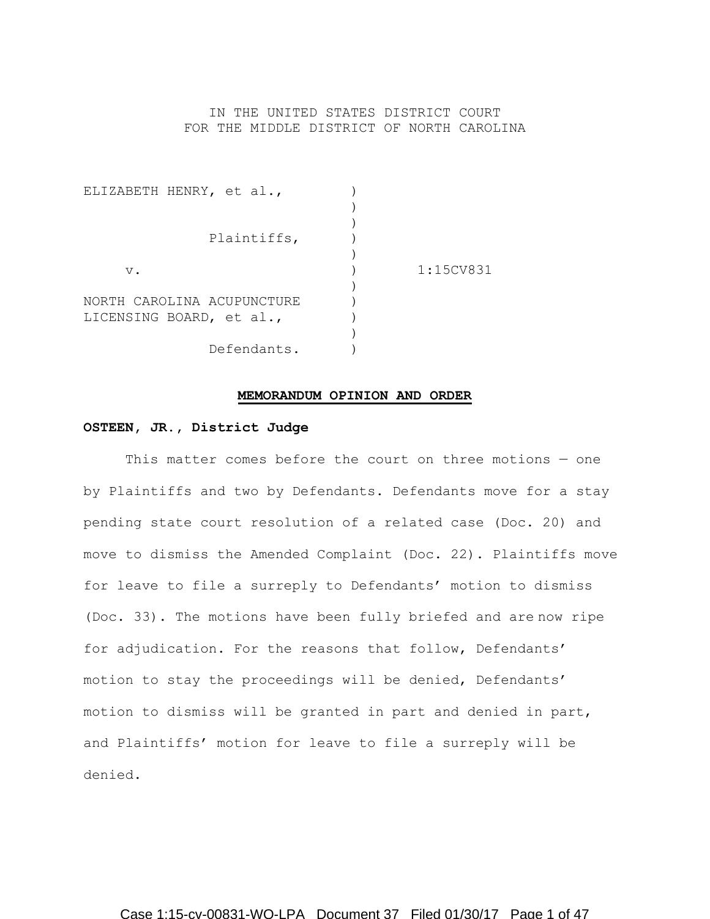IN THE UNITED STATES DISTRICT COURT
FOR THE MIDDLE DISTRICT OF NORTH CAROLINA

| | | |
|---|---|---|
| ELIZABETH HENRY, et al., | ) | |
| | ) | |
| Plaintiffs, | ) | |
| | ) | |
| v. | ) | 1:15CV831 |
| | ) | |
| NORTH CAROLINA ACUPUNCTURE LICENSING BOARD, et al., | ) | |
| | ) | |
| Defendants. | ) | |

## MEMORANDUM OPINION AND ORDER

**OSTEEN, JR., District Judge**

This matter comes before the court on three motions — one by Plaintiffs and two by Defendants. Defendants move for a stay pending state court resolution of a related case (Doc. 20) and move to dismiss the Amended Complaint (Doc. 22). Plaintiffs move for leave to file a surreply to Defendants' motion to dismiss (Doc. 33). The motions have been fully briefed and are now ripe for adjudication. For the reasons that follow, Defendants' motion to stay the proceedings will be denied, Defendants' motion to dismiss will be granted in part and denied in part, and Plaintiffs' motion for leave to file a surreply will be denied.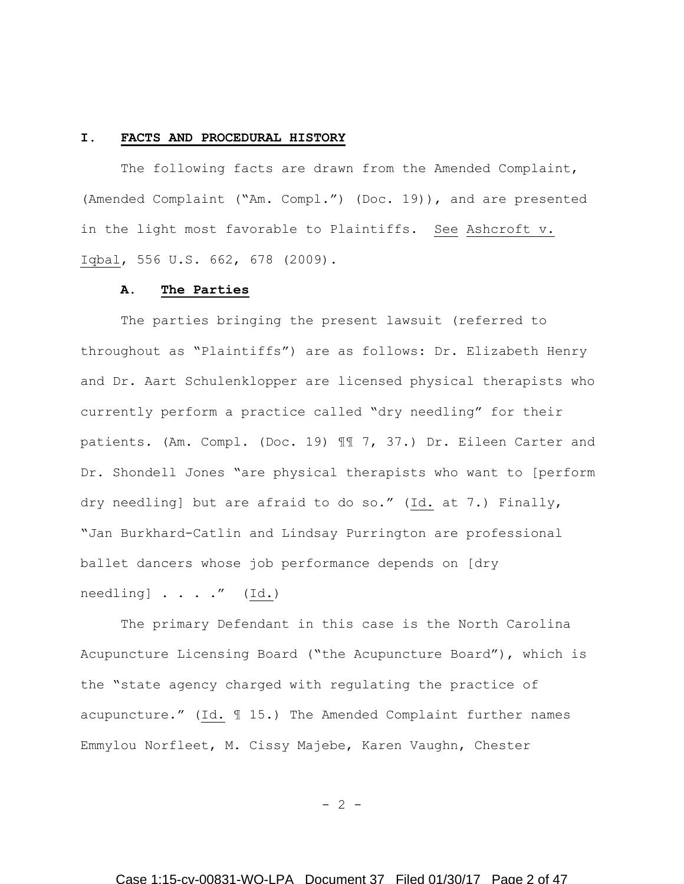## I. FACTS AND PROCEDURAL HISTORY

The following facts are drawn from the Amended Complaint, (Amended Complaint ("Am. Compl.") (Doc. 19)), and are presented in the light most favorable to Plaintiffs. See Ashcroft v. Iqbal, 556 U.S. 662, 678 (2009).

### A. The Parties

The parties bringing the present lawsuit (referred to throughout as "Plaintiffs") are as follows: Dr. Elizabeth Henry and Dr. Aart Schulenklopper are licensed physical therapists who currently perform a practice called "dry needling" for their patients. (Am. Compl. (Doc. 19) ¶¶ 7, 37.) Dr. Eileen Carter and Dr. Shondell Jones "are physical therapists who want to [perform dry needling] but are afraid to do so." (Id. at 7.) Finally, "Jan Burkhard-Catlin and Lindsay Purrington are professional ballet dancers whose job performance depends on [dry needling] . . . ." (Id.)

The primary Defendant in this case is the North Carolina Acupuncture Licensing Board ("the Acupuncture Board"), which is the "state agency charged with regulating the practice of acupuncture." (Id. ¶ 15.) The Amended Complaint further names Emmylou Norfleet, M. Cissy Majebe, Karen Vaughn, Chester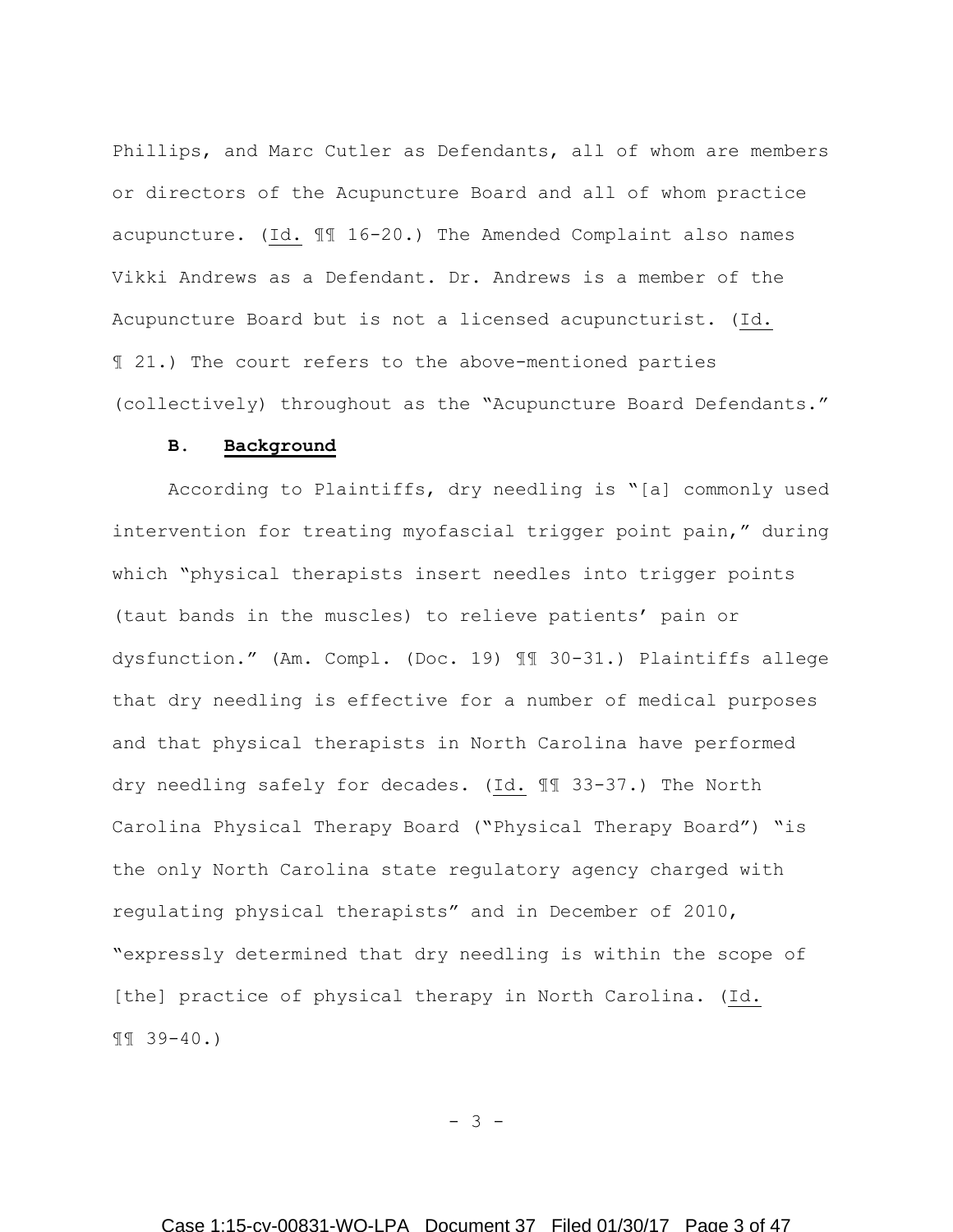Phillips, and Marc Cutler as Defendants, all of whom are members or directors of the Acupuncture Board and all of whom practice acupuncture. (Id. ¶¶ 16-20.) The Amended Complaint also names Vikki Andrews as a Defendant. Dr. Andrews is a member of the Acupuncture Board but is not a licensed acupuncturist. (Id. ¶ 21.) The court refers to the above-mentioned parties (collectively) throughout as the "Acupuncture Board Defendants."

## B. Background

According to Plaintiffs, dry needling is "[a] commonly used intervention for treating myofascial trigger point pain," during which "physical therapists insert needles into trigger points (taut bands in the muscles) to relieve patients' pain or dysfunction." (Am. Compl. (Doc. 19) ¶¶ 30-31.) Plaintiffs allege that dry needling is effective for a number of medical purposes and that physical therapists in North Carolina have performed dry needling safely for decades. (Id. ¶¶ 33-37.) The North Carolina Physical Therapy Board ("Physical Therapy Board") "is the only North Carolina state regulatory agency charged with regulating physical therapists" and in December of 2010, "expressly determined that dry needling is within the scope of [the] practice of physical therapy in North Carolina. (Id. ¶¶ 39-40.)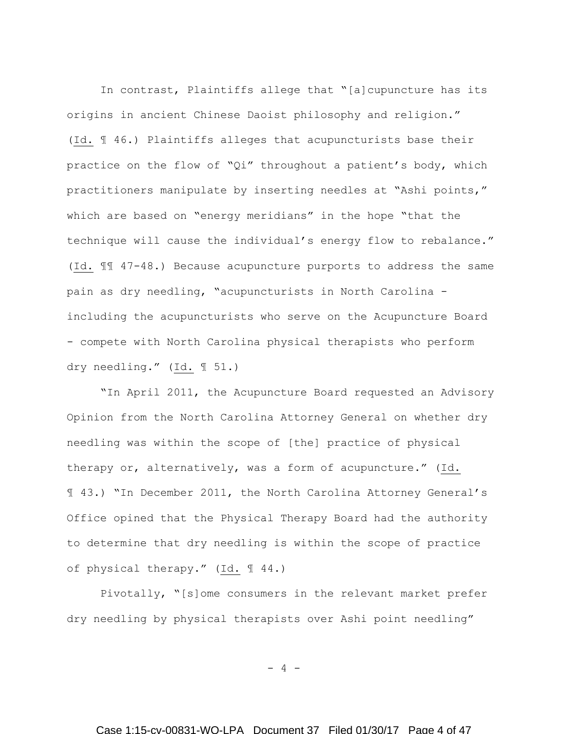In contrast, Plaintiffs allege that "[a]cupuncture has its origins in ancient Chinese Daoist philosophy and religion." (Id. ¶ 46.) Plaintiffs alleges that acupuncturists base their practice on the flow of "Qi" throughout a patient's body, which practitioners manipulate by inserting needles at "Ashi points," which are based on "energy meridians" in the hope "that the technique will cause the individual's energy flow to rebalance." (Id. ¶¶ 47-48.) Because acupuncture purports to address the same pain as dry needling, "acupuncturists in North Carolina - including the acupuncturists who serve on the Acupuncture Board - compete with North Carolina physical therapists who perform dry needling." (Id. ¶ 51.)

"In April 2011, the Acupuncture Board requested an Advisory Opinion from the North Carolina Attorney General on whether dry needling was within the scope of [the] practice of physical therapy or, alternatively, was a form of acupuncture." (Id. ¶ 43.) "In December 2011, the North Carolina Attorney General's Office opined that the Physical Therapy Board had the authority to determine that dry needling is within the scope of practice of physical therapy." (Id. ¶ 44.)

Pivotally, "[s]ome consumers in the relevant market prefer dry needling by physical therapists over Ashi point needling"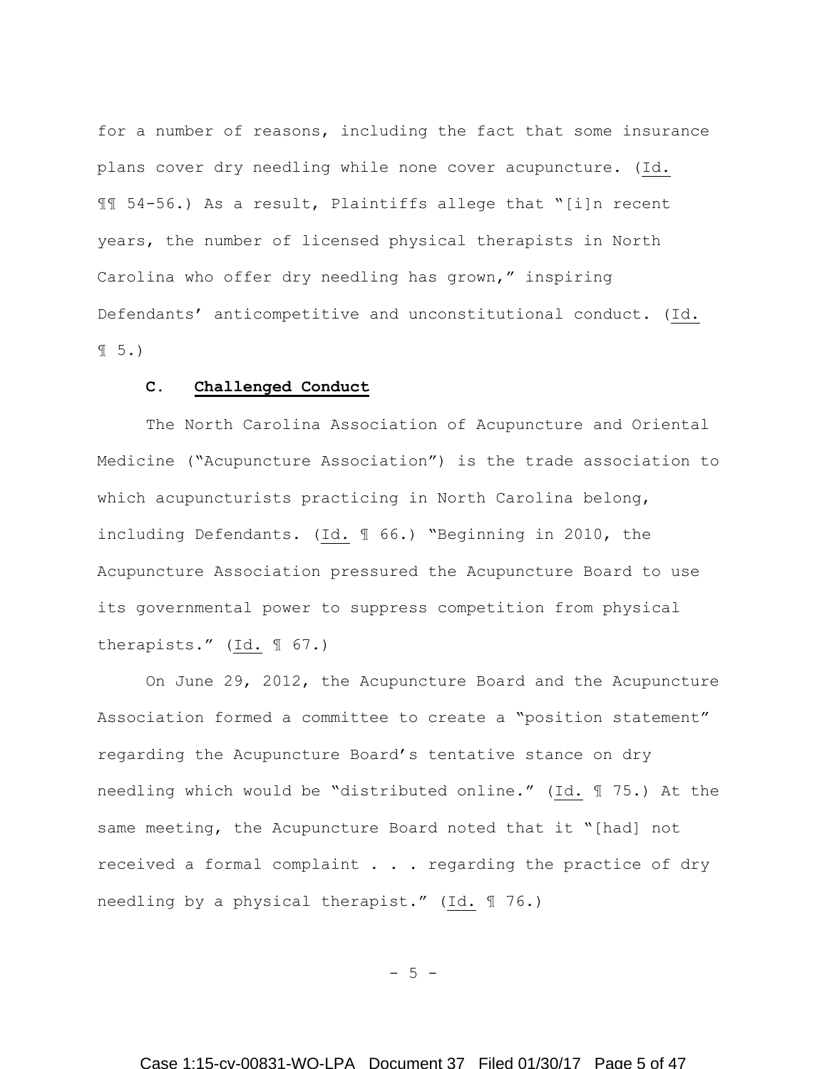for a number of reasons, including the fact that some insurance plans cover dry needling while none cover acupuncture. (Id. ¶¶ 54-56.) As a result, Plaintiffs allege that "[i]n recent years, the number of licensed physical therapists in North Carolina who offer dry needling has grown," inspiring Defendants' anticompetitive and unconstitutional conduct. (Id. ¶ 5.)

### C. Challenged Conduct

The North Carolina Association of Acupuncture and Oriental Medicine ("Acupuncture Association") is the trade association to which acupuncturists practicing in North Carolina belong, including Defendants. (Id. ¶ 66.) "Beginning in 2010, the Acupuncture Association pressured the Acupuncture Board to use its governmental power to suppress competition from physical therapists." (Id. ¶ 67.)

On June 29, 2012, the Acupuncture Board and the Acupuncture Association formed a committee to create a "position statement" regarding the Acupuncture Board's tentative stance on dry needling which would be "distributed online." (Id. ¶ 75.) At the same meeting, the Acupuncture Board noted that it "[had] not received a formal complaint . . . regarding the practice of dry needling by a physical therapist." (Id. ¶ 76.)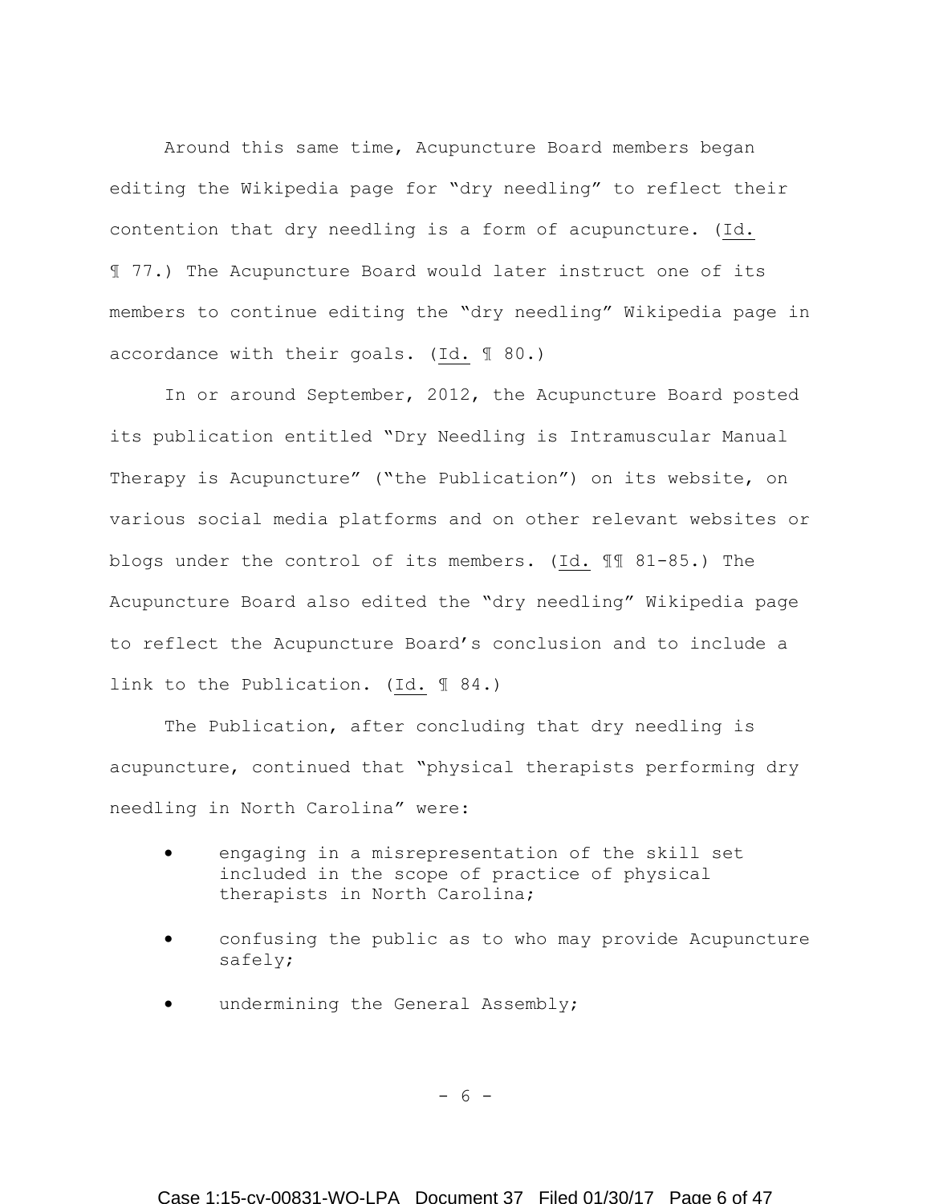Around this same time, Acupuncture Board members began editing the Wikipedia page for "dry needling" to reflect their contention that dry needling is a form of acupuncture. (Id. ¶ 77.) The Acupuncture Board would later instruct one of its members to continue editing the "dry needling" Wikipedia page in accordance with their goals. (Id. ¶ 80.)

In or around September, 2012, the Acupuncture Board posted its publication entitled "Dry Needling is Intramuscular Manual Therapy is Acupuncture" ("the Publication") on its website, on various social media platforms and on other relevant websites or blogs under the control of its members. (Id. ¶¶ 81-85.) The Acupuncture Board also edited the "dry needling" Wikipedia page to reflect the Acupuncture Board's conclusion and to include a link to the Publication. (Id. ¶ 84.)

The Publication, after concluding that dry needling is acupuncture, continued that "physical therapists performing dry needling in North Carolina" were:

- engaging in a misrepresentation of the skill set included in the scope of practice of physical therapists in North Carolina;
- confusing the public as to who may provide Acupuncture safely;
- undermining the General Assembly;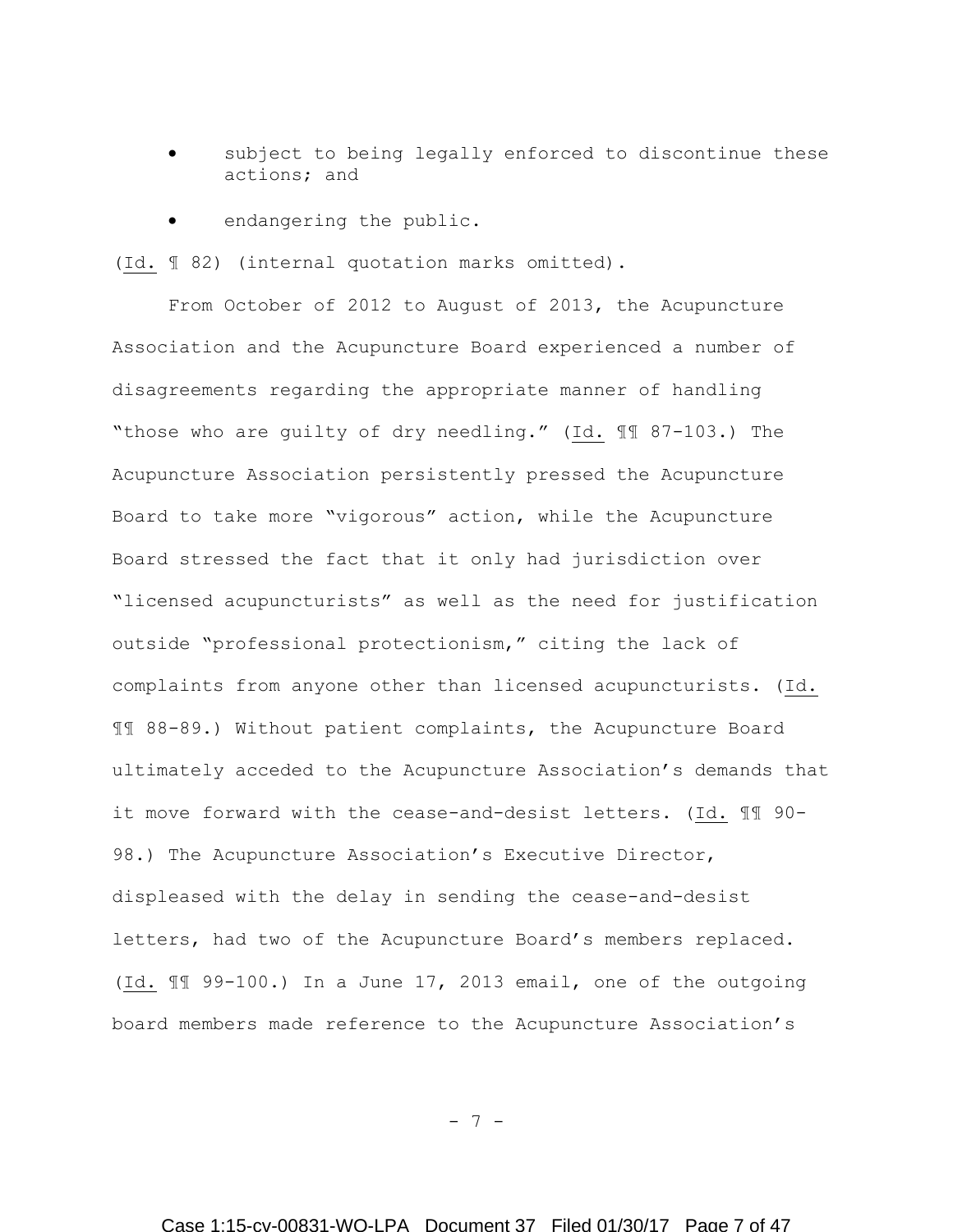- subject to being legally enforced to discontinue these actions; and
- endangering the public.

(Id. ¶ 82) (internal quotation marks omitted).

From October of 2012 to August of 2013, the Acupuncture Association and the Acupuncture Board experienced a number of disagreements regarding the appropriate manner of handling "those who are guilty of dry needling." (Id. ¶¶ 87-103.) The Acupuncture Association persistently pressed the Acupuncture Board to take more "vigorous" action, while the Acupuncture Board stressed the fact that it only had jurisdiction over "licensed acupuncturists" as well as the need for justification outside "professional protectionism," citing the lack of complaints from anyone other than licensed acupuncturists. (Id. ¶¶ 88-89.) Without patient complaints, the Acupuncture Board ultimately acceded to the Acupuncture Association's demands that it move forward with the cease-and-desist letters. (Id. ¶¶ 90-98.) The Acupuncture Association's Executive Director, displeased with the delay in sending the cease-and-desist letters, had two of the Acupuncture Board's members replaced. (Id. ¶¶ 99-100.) In a June 17, 2013 email, one of the outgoing board members made reference to the Acupuncture Association's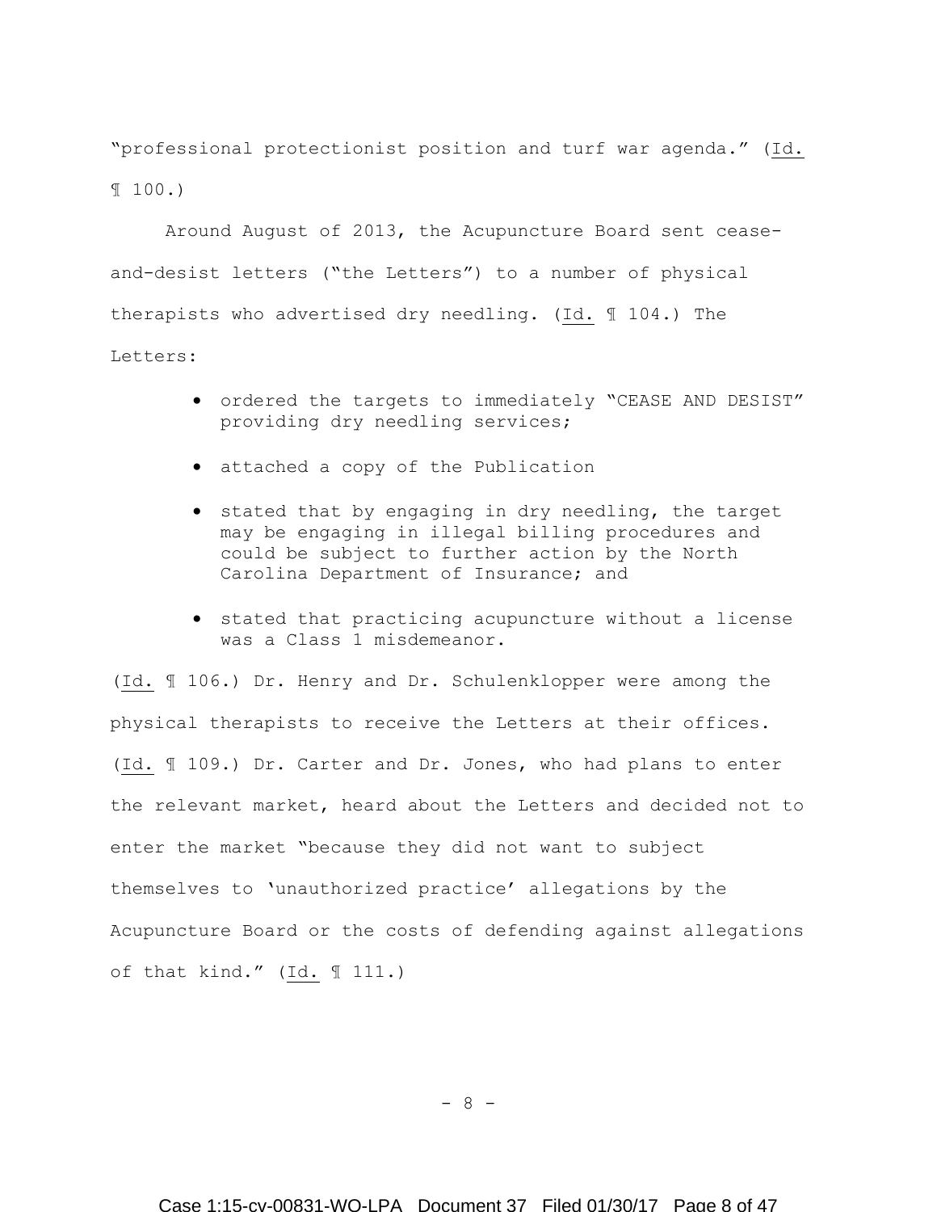"professional protectionist position and turf war agenda." (Id. ¶ 100.)

Around August of 2013, the Acupuncture Board sent cease-and-desist letters ("the Letters") to a number of physical therapists who advertised dry needling. (Id. ¶ 104.) The Letters:

- ordered the targets to immediately "CEASE AND DESIST" providing dry needling services;
- attached a copy of the Publication
- stated that by engaging in dry needling, the target may be engaging in illegal billing procedures and could be subject to further action by the North Carolina Department of Insurance; and
- stated that practicing acupuncture without a license was a Class 1 misdemeanor.

(Id. ¶ 106.) Dr. Henry and Dr. Schulenklopper were among the physical therapists to receive the Letters at their offices. (Id. ¶ 109.) Dr. Carter and Dr. Jones, who had plans to enter the relevant market, heard about the Letters and decided not to enter the market "because they did not want to subject themselves to 'unauthorized practice' allegations by the Acupuncture Board or the costs of defending against allegations of that kind." (Id. ¶ 111.)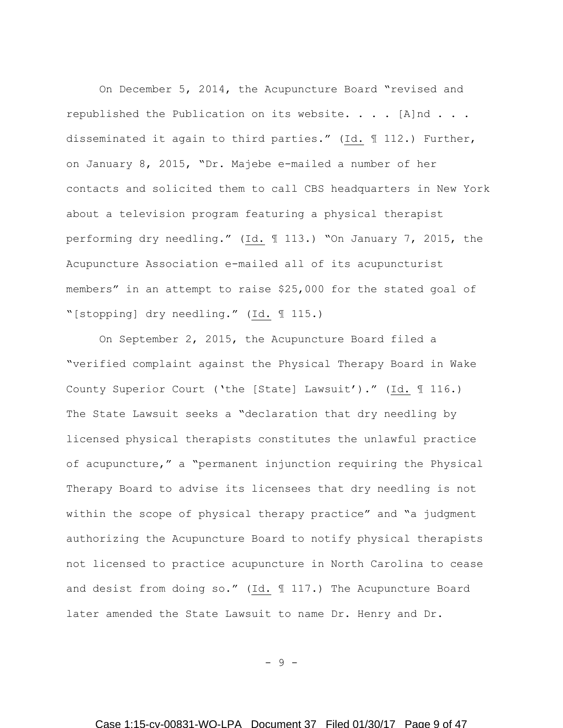On December 5, 2014, the Acupuncture Board "revised and republished the Publication on its website. . . . [A]nd . . . disseminated it again to third parties." (Id. ¶ 112.) Further, on January 8, 2015, "Dr. Majebe e-mailed a number of her contacts and solicited them to call CBS headquarters in New York about a television program featuring a physical therapist performing dry needling." (Id. ¶ 113.) "On January 7, 2015, the Acupuncture Association e-mailed all of its acupuncturist members" in an attempt to raise $25,000 for the stated goal of "[stopping] dry needling." (Id. ¶ 115.)

On September 2, 2015, the Acupuncture Board filed a "verified complaint against the Physical Therapy Board in Wake County Superior Court ('the [State] Lawsuit')." (Id. ¶ 116.) The State Lawsuit seeks a "declaration that dry needling by licensed physical therapists constitutes the unlawful practice of acupuncture," a "permanent injunction requiring the Physical Therapy Board to advise its licensees that dry needling is not within the scope of physical therapy practice" and "a judgment authorizing the Acupuncture Board to notify physical therapists not licensed to practice acupuncture in North Carolina to cease and desist from doing so." (Id. ¶ 117.) The Acupuncture Board later amended the State Lawsuit to name Dr. Henry and Dr.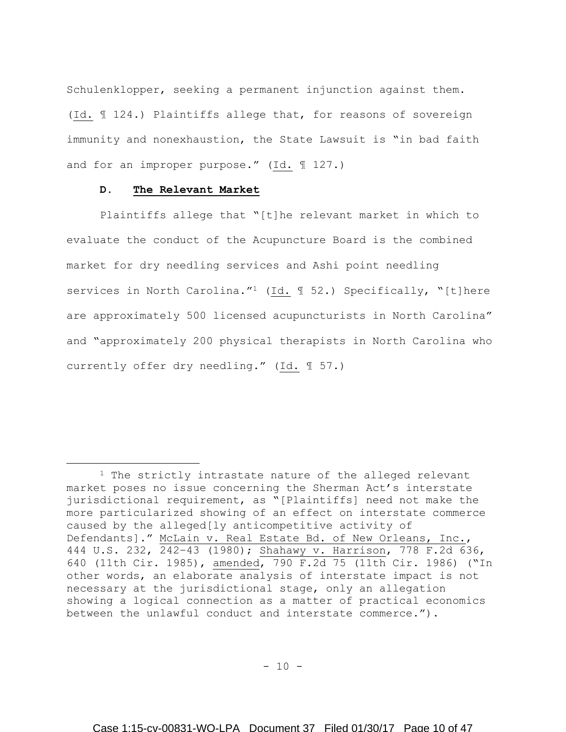Schulenklopper, seeking a permanent injunction against them. (Id. ¶ 124.) Plaintiffs allege that, for reasons of sovereign immunity and nonexhaustion, the State Lawsuit is "in bad faith and for an improper purpose." (Id. ¶ 127.)

### D. The Relevant Market

Plaintiffs allege that "[t]he relevant market in which to evaluate the conduct of the Acupuncture Board is the combined market for dry needling services and Ashi point needling services in North Carolina."[1] (Id. ¶ 52.) Specifically, "[t]here are approximately 500 licensed acupuncturists in North Carolina" and "approximately 200 physical therapists in North Carolina who currently offer dry needling." (Id. ¶ 57.)

---

[1] The strictly intrastate nature of the alleged relevant market poses no issue concerning the Sherman Act's interstate jurisdictional requirement, as "[Plaintiffs] need not make the more particularized showing of an effect on interstate commerce caused by the alleged[ly anticompetitive activity of Defendants]." McLain v. Real Estate Bd. of New Orleans, Inc., 444 U.S. 232, 242–43 (1980); Shahawy v. Harrison, 778 F.2d 636, 640 (11th Cir. 1985), amended, 790 F.2d 75 (11th Cir. 1986) ("In other words, an elaborate analysis of interstate impact is not necessary at the jurisdictional stage, only an allegation showing a logical connection as a matter of practical economics between the unlawful conduct and interstate commerce.").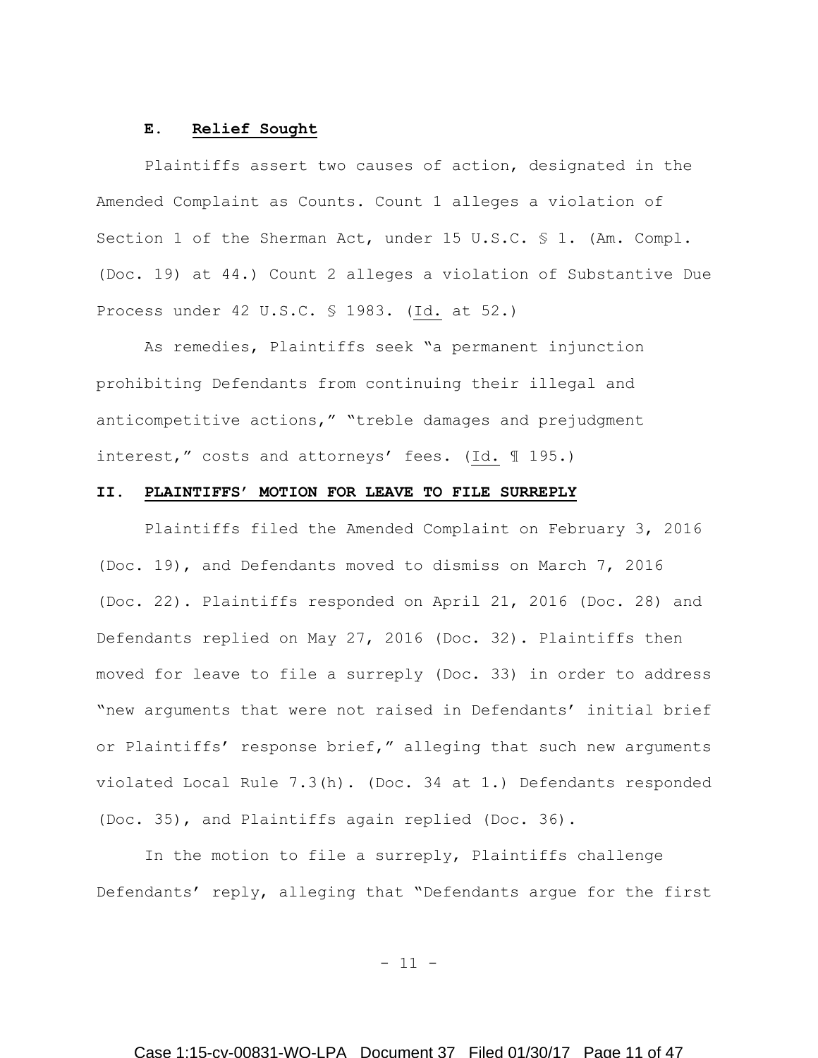### E. Relief Sought

Plaintiffs assert two causes of action, designated in the Amended Complaint as Counts. Count 1 alleges a violation of Section 1 of the Sherman Act, under 15 U.S.C. § 1. (Am. Compl. (Doc. 19) at 44.) Count 2 alleges a violation of Substantive Due Process under 42 U.S.C. § 1983. (Id. at 52.)

As remedies, Plaintiffs seek "a permanent injunction prohibiting Defendants from continuing their illegal and anticompetitive actions," "treble damages and prejudgment interest," costs and attorneys' fees. (Id. ¶ 195.)

## II. PLAINTIFFS' MOTION FOR LEAVE TO FILE SURREPLY

Plaintiffs filed the Amended Complaint on February 3, 2016 (Doc. 19), and Defendants moved to dismiss on March 7, 2016 (Doc. 22). Plaintiffs responded on April 21, 2016 (Doc. 28) and Defendants replied on May 27, 2016 (Doc. 32). Plaintiffs then moved for leave to file a surreply (Doc. 33) in order to address "new arguments that were not raised in Defendants' initial brief or Plaintiffs' response brief," alleging that such new arguments violated Local Rule 7.3(h). (Doc. 34 at 1.) Defendants responded (Doc. 35), and Plaintiffs again replied (Doc. 36).

In the motion to file a surreply, Plaintiffs challenge Defendants' reply, alleging that "Defendants argue for the first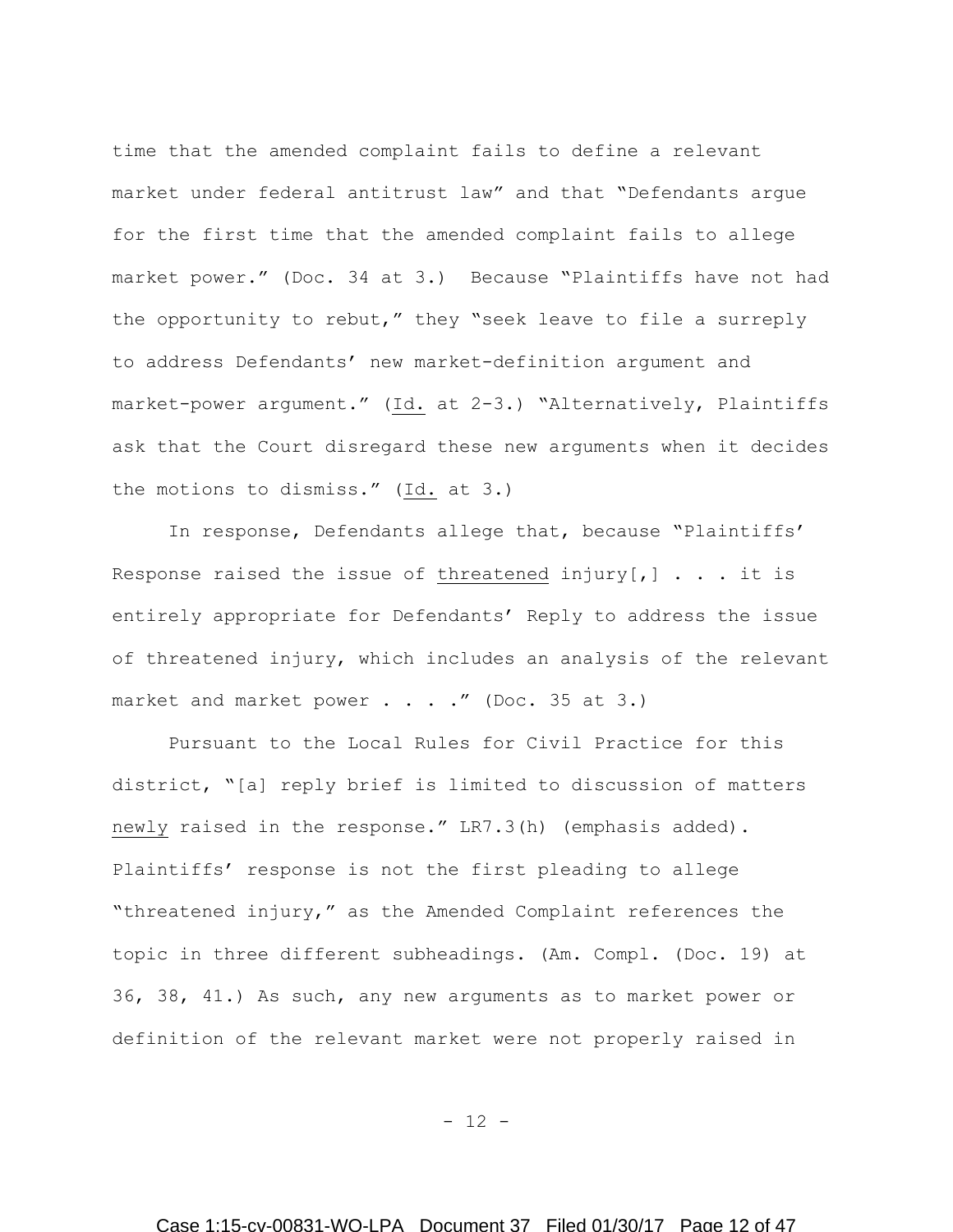time that the amended complaint fails to define a relevant market under federal antitrust law" and that "Defendants argue for the first time that the amended complaint fails to allege market power." (Doc. 34 at 3.) Because "Plaintiffs have not had the opportunity to rebut," they "seek leave to file a surreply to address Defendants' new market-definition argument and market-power argument." (Id. at 2-3.) "Alternatively, Plaintiffs ask that the Court disregard these new arguments when it decides the motions to dismiss." (Id. at 3.)

In response, Defendants allege that, because "Plaintiffs' Response raised the issue of threatened injury[,] . . . it is entirely appropriate for Defendants' Reply to address the issue of threatened injury, which includes an analysis of the relevant market and market power . . . ." (Doc. 35 at 3.)

Pursuant to the Local Rules for Civil Practice for this district, "[a] reply brief is limited to discussion of matters newly raised in the response." LR7.3(h) (emphasis added). Plaintiffs' response is not the first pleading to allege "threatened injury," as the Amended Complaint references the topic in three different subheadings. (Am. Compl. (Doc. 19) at 36, 38, 41.) As such, any new arguments as to market power or definition of the relevant market were not properly raised in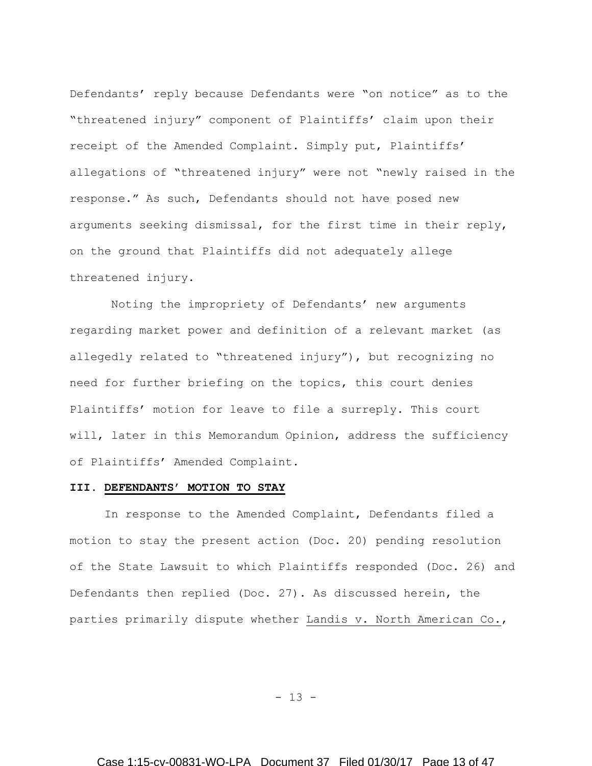Defendants' reply because Defendants were "on notice" as to the "threatened injury" component of Plaintiffs' claim upon their receipt of the Amended Complaint. Simply put, Plaintiffs' allegations of "threatened injury" were not "newly raised in the response." As such, Defendants should not have posed new arguments seeking dismissal, for the first time in their reply, on the ground that Plaintiffs did not adequately allege threatened injury.

Noting the impropriety of Defendants' new arguments regarding market power and definition of a relevant market (as allegedly related to "threatened injury"), but recognizing no need for further briefing on the topics, this court denies Plaintiffs' motion for leave to file a surreply. This court will, later in this Memorandum Opinion, address the sufficiency of Plaintiffs' Amended Complaint.

### III. DEFENDANTS' MOTION TO STAY

In response to the Amended Complaint, Defendants filed a motion to stay the present action (Doc. 20) pending resolution of the State Lawsuit to which Plaintiffs responded (Doc. 26) and Defendants then replied (Doc. 27). As discussed herein, the parties primarily dispute whether Landis v. North American Co.,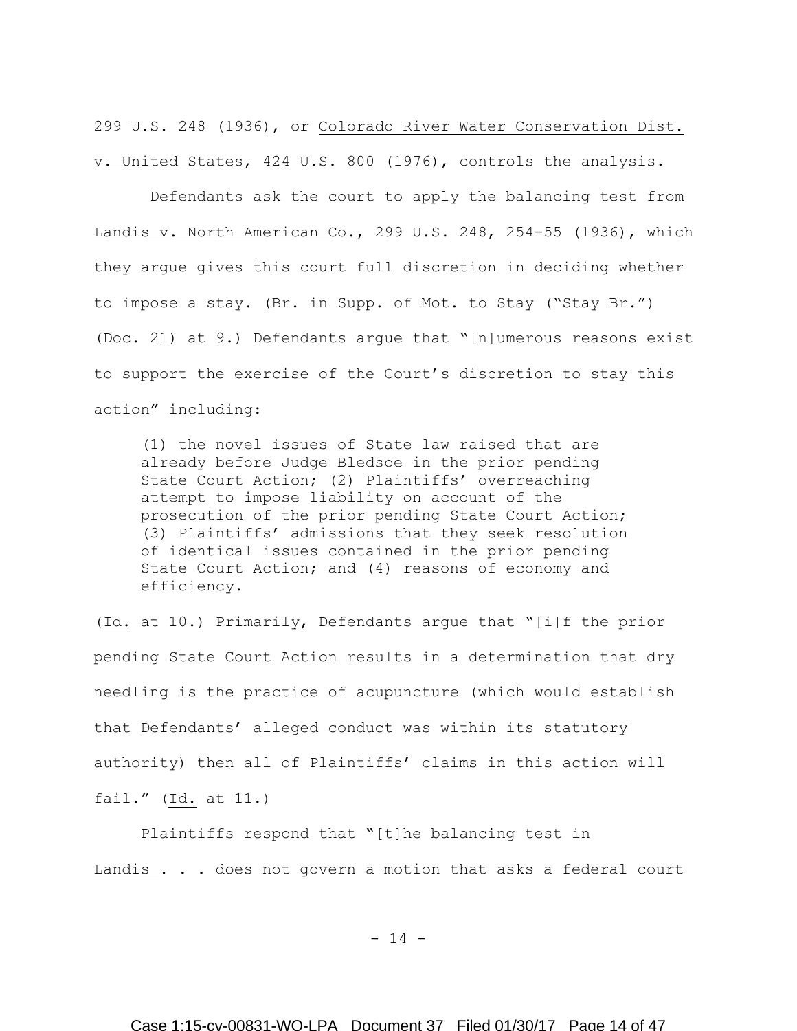299 U.S. 248 (1936), or Colorado River Water Conservation Dist. v. United States, 424 U.S. 800 (1976), controls the analysis.

Defendants ask the court to apply the balancing test from Landis v. North American Co., 299 U.S. 248, 254-55 (1936), which they argue gives this court full discretion in deciding whether to impose a stay. (Br. in Supp. of Mot. to Stay ("Stay Br.") (Doc. 21) at 9.) Defendants argue that "[n]umerous reasons exist to support the exercise of the Court's discretion to stay this action" including:

> (1) the novel issues of State law raised that are already before Judge Bledsoe in the prior pending State Court Action; (2) Plaintiffs' overreaching attempt to impose liability on account of the prosecution of the prior pending State Court Action; (3) Plaintiffs' admissions that they seek resolution of identical issues contained in the prior pending State Court Action; and (4) reasons of economy and efficiency.

(Id. at 10.) Primarily, Defendants argue that "[i]f the prior pending State Court Action results in a determination that dry needling is the practice of acupuncture (which would establish that Defendants' alleged conduct was within its statutory authority) then all of Plaintiffs' claims in this action will fail." (Id. at 11.)

Plaintiffs respond that "[t]he balancing test in Landis . . . does not govern a motion that asks a federal court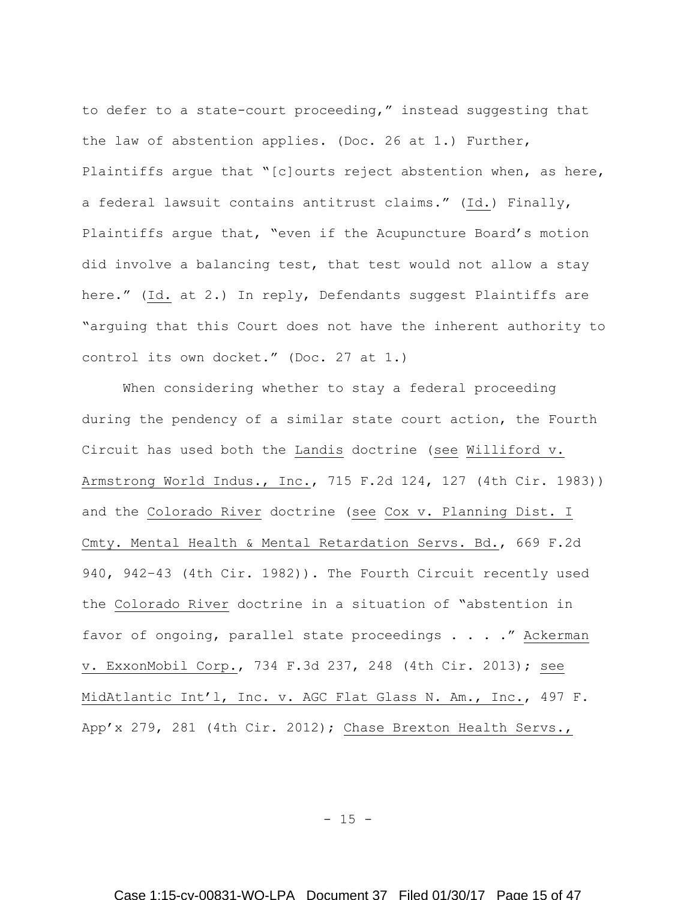to defer to a state-court proceeding," instead suggesting that the law of abstention applies. (Doc. 26 at 1.) Further, Plaintiffs argue that "[c]ourts reject abstention when, as here, a federal lawsuit contains antitrust claims." (Id.) Finally, Plaintiffs argue that, "even if the Acupuncture Board's motion did involve a balancing test, that test would not allow a stay here." (Id. at 2.) In reply, Defendants suggest Plaintiffs are "arguing that this Court does not have the inherent authority to control its own docket." (Doc. 27 at 1.)

When considering whether to stay a federal proceeding during the pendency of a similar state court action, the Fourth Circuit has used both the Landis doctrine (see Williford v. Armstrong World Indus., Inc., 715 F.2d 124, 127 (4th Cir. 1983)) and the Colorado River doctrine (see Cox v. Planning Dist. I Cmty. Mental Health & Mental Retardation Servs. Bd., 669 F.2d 940, 942–43 (4th Cir. 1982)). The Fourth Circuit recently used the Colorado River doctrine in a situation of "abstention in favor of ongoing, parallel state proceedings . . . ." Ackerman v. ExxonMobil Corp., 734 F.3d 237, 248 (4th Cir. 2013); see MidAtlantic Int'l, Inc. v. AGC Flat Glass N. Am., Inc., 497 F. App'x 279, 281 (4th Cir. 2012); Chase Brexton Health Servs.,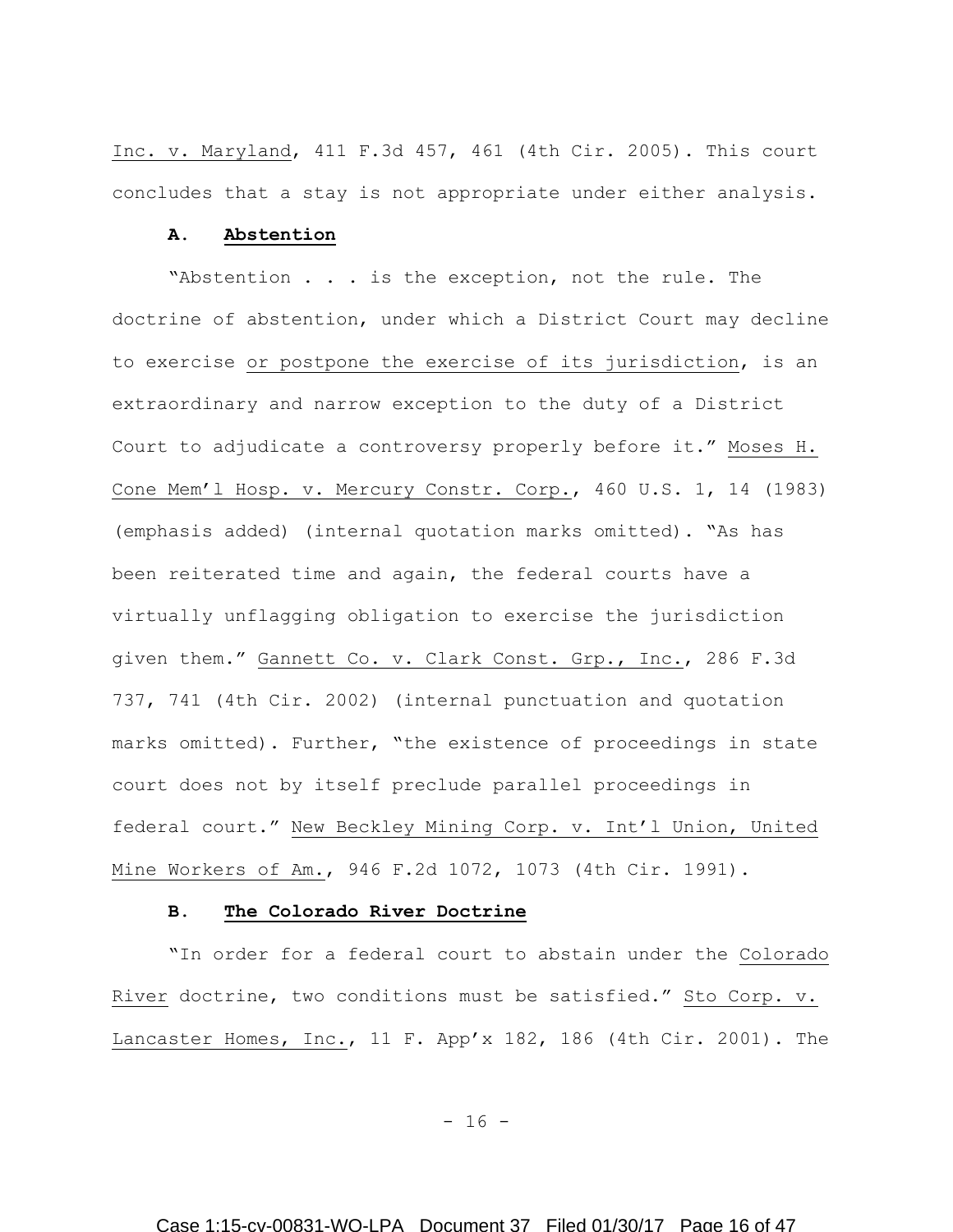Inc. v. Maryland, 411 F.3d 457, 461 (4th Cir. 2005). This court concludes that a stay is not appropriate under either analysis.

### A. Abstention

"Abstention . . . is the exception, not the rule. The doctrine of abstention, under which a District Court may decline to exercise or postpone the exercise of its jurisdiction, is an extraordinary and narrow exception to the duty of a District Court to adjudicate a controversy properly before it." Moses H. Cone Mem'l Hosp. v. Mercury Constr. Corp., 460 U.S. 1, 14 (1983) (emphasis added) (internal quotation marks omitted). "As has been reiterated time and again, the federal courts have a virtually unflagging obligation to exercise the jurisdiction given them." Gannett Co. v. Clark Const. Grp., Inc., 286 F.3d 737, 741 (4th Cir. 2002) (internal punctuation and quotation marks omitted). Further, "the existence of proceedings in state court does not by itself preclude parallel proceedings in federal court." New Beckley Mining Corp. v. Int'l Union, United Mine Workers of Am., 946 F.2d 1072, 1073 (4th Cir. 1991).

### B. The Colorado River Doctrine

"In order for a federal court to abstain under the Colorado River doctrine, two conditions must be satisfied." Sto Corp. v. Lancaster Homes, Inc., 11 F. App'x 182, 186 (4th Cir. 2001). The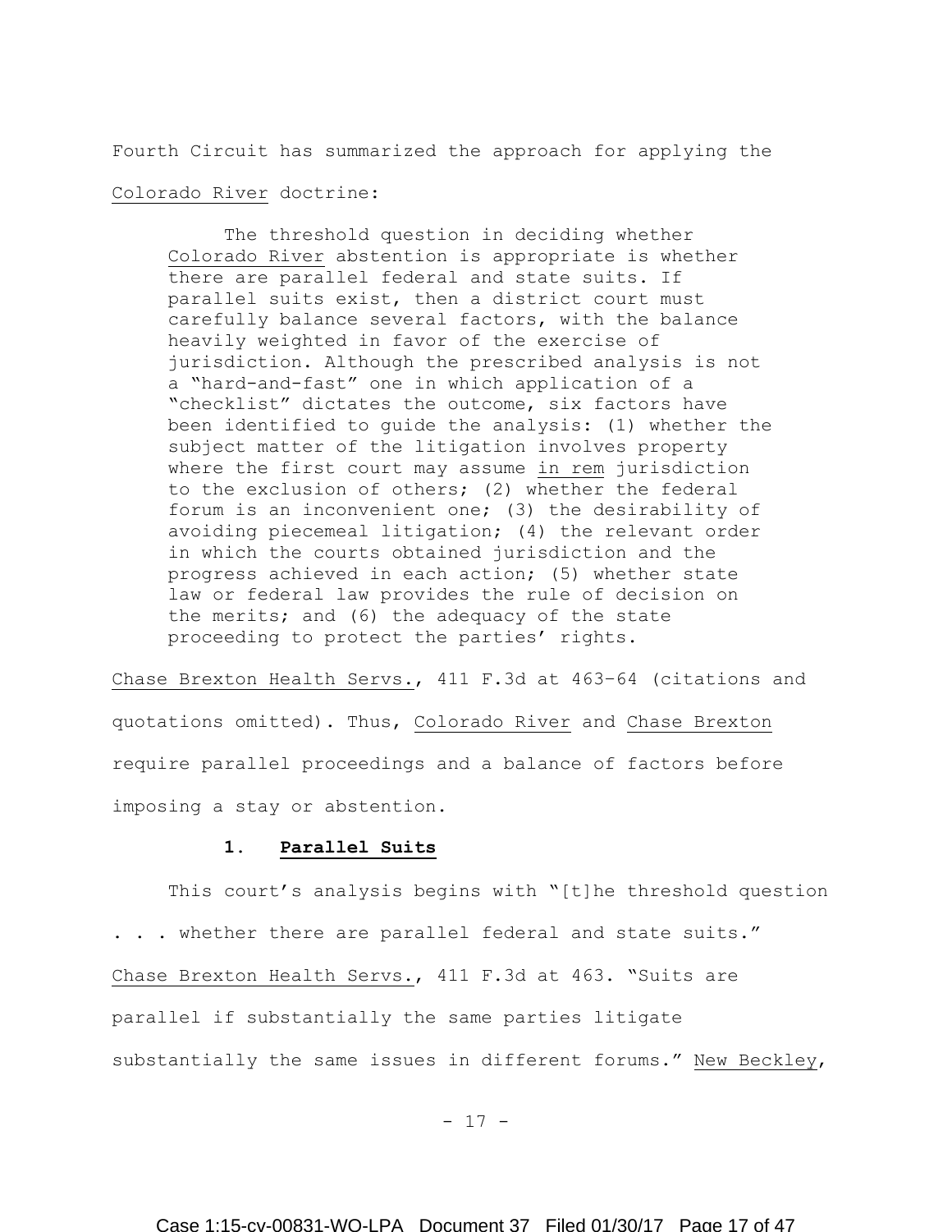Fourth Circuit has summarized the approach for applying the Colorado River doctrine:

> The threshold question in deciding whether Colorado River abstention is appropriate is whether there are parallel federal and state suits. If parallel suits exist, then a district court must carefully balance several factors, with the balance heavily weighted in favor of the exercise of jurisdiction. Although the prescribed analysis is not a "hard-and-fast" one in which application of a "checklist" dictates the outcome, six factors have been identified to guide the analysis: (1) whether the subject matter of the litigation involves property where the first court may assume in rem jurisdiction to the exclusion of others; (2) whether the federal forum is an inconvenient one; (3) the desirability of avoiding piecemeal litigation; (4) the relevant order in which the courts obtained jurisdiction and the progress achieved in each action; (5) whether state law or federal law provides the rule of decision on the merits; and (6) the adequacy of the state proceeding to protect the parties' rights.

Chase Brexton Health Servs., 411 F.3d at 463–64 (citations and quotations omitted). Thus, Colorado River and Chase Brexton require parallel proceedings and a balance of factors before imposing a stay or abstention.

### 1. **Parallel Suits**

This court's analysis begins with "[t]he threshold question . . . whether there are parallel federal and state suits." Chase Brexton Health Servs., 411 F.3d at 463. "Suits are parallel if substantially the same parties litigate substantially the same issues in different forums." New Beckley,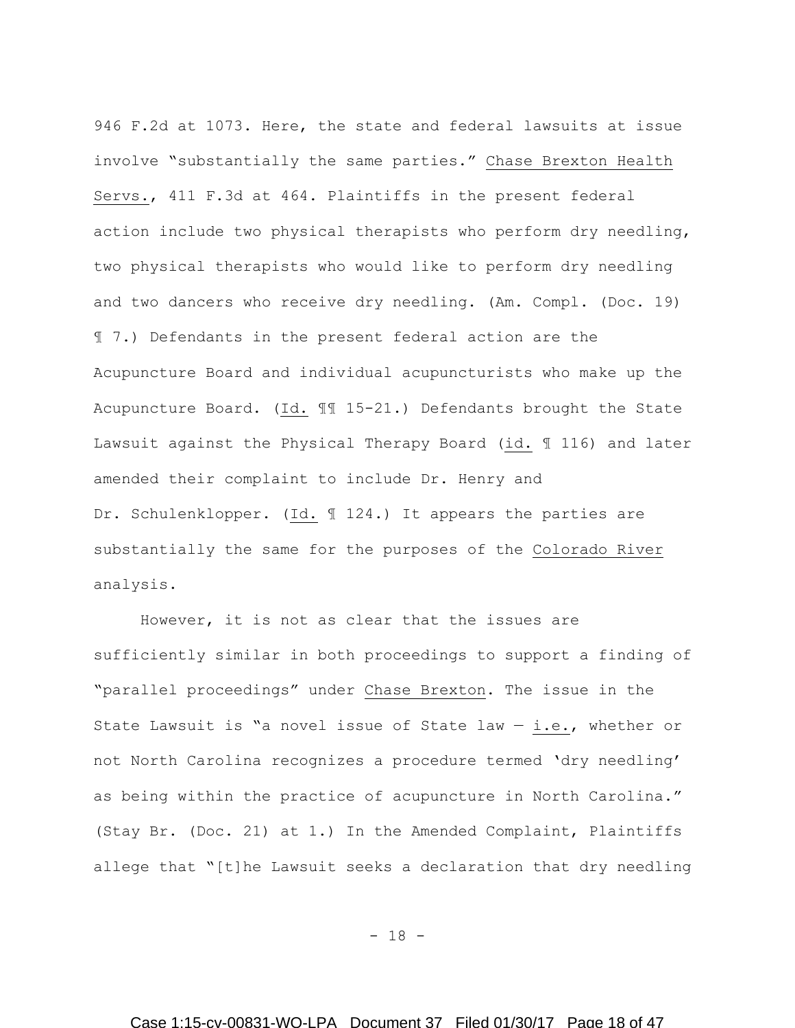946 F.2d at 1073. Here, the state and federal lawsuits at issue involve "substantially the same parties." Chase Brexton Health Servs., 411 F.3d at 464. Plaintiffs in the present federal action include two physical therapists who perform dry needling, two physical therapists who would like to perform dry needling and two dancers who receive dry needling. (Am. Compl. (Doc. 19) ¶ 7.) Defendants in the present federal action are the Acupuncture Board and individual acupuncturists who make up the Acupuncture Board. (Id. ¶¶ 15-21.) Defendants brought the State Lawsuit against the Physical Therapy Board (id. ¶ 116) and later amended their complaint to include Dr. Henry and Dr. Schulenklopper. (Id. ¶ 124.) It appears the parties are substantially the same for the purposes of the Colorado River analysis.

However, it is not as clear that the issues are sufficiently similar in both proceedings to support a finding of "parallel proceedings" under Chase Brexton. The issue in the State Lawsuit is "a novel issue of State law — i.e., whether or not North Carolina recognizes a procedure termed 'dry needling' as being within the practice of acupuncture in North Carolina." (Stay Br. (Doc. 21) at 1.) In the Amended Complaint, Plaintiffs allege that "[t]he Lawsuit seeks a declaration that dry needling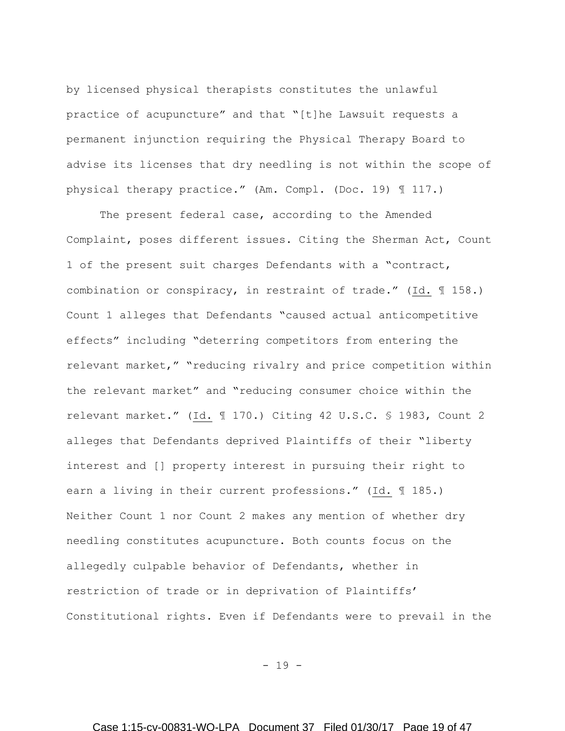by licensed physical therapists constitutes the unlawful practice of acupuncture" and that "[t]he Lawsuit requests a permanent injunction requiring the Physical Therapy Board to advise its licenses that dry needling is not within the scope of physical therapy practice." (Am. Compl. (Doc. 19) ¶ 117.)

The present federal case, according to the Amended Complaint, poses different issues. Citing the Sherman Act, Count 1 of the present suit charges Defendants with a "contract, combination or conspiracy, in restraint of trade." (Id. ¶ 158.) Count 1 alleges that Defendants "caused actual anticompetitive effects" including "deterring competitors from entering the relevant market," "reducing rivalry and price competition within the relevant market" and "reducing consumer choice within the relevant market." (Id. ¶ 170.) Citing 42 U.S.C. § 1983, Count 2 alleges that Defendants deprived Plaintiffs of their "liberty interest and [] property interest in pursuing their right to earn a living in their current professions." (Id. ¶ 185.) Neither Count 1 nor Count 2 makes any mention of whether dry needling constitutes acupuncture. Both counts focus on the allegedly culpable behavior of Defendants, whether in restriction of trade or in deprivation of Plaintiffs' Constitutional rights. Even if Defendants were to prevail in the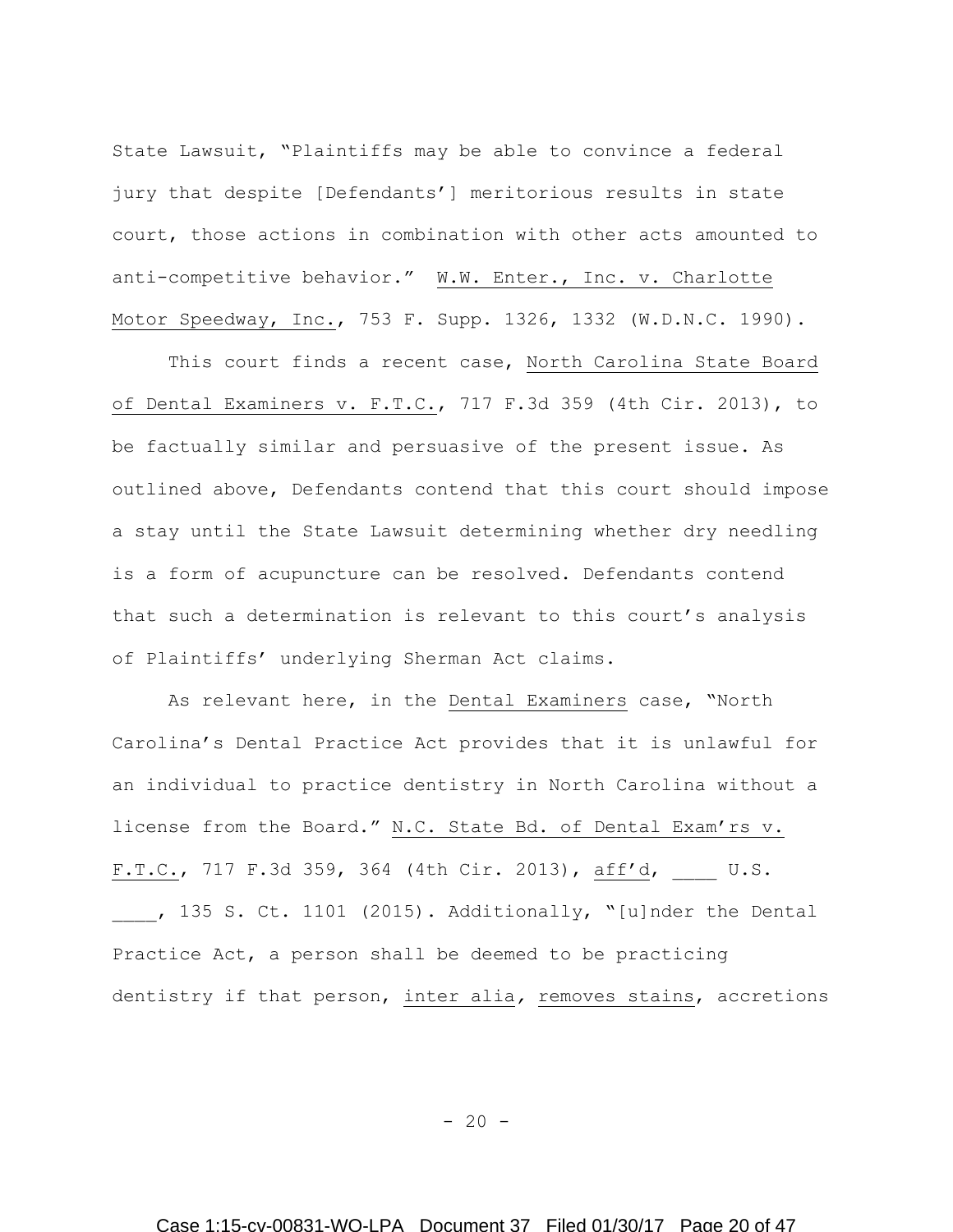State Lawsuit, "Plaintiffs may be able to convince a federal jury that despite [Defendants'] meritorious results in state court, those actions in combination with other acts amounted to anti-competitive behavior." W.W. Enter., Inc. v. Charlotte Motor Speedway, Inc., 753 F. Supp. 1326, 1332 (W.D.N.C. 1990).

This court finds a recent case, North Carolina State Board of Dental Examiners v. F.T.C., 717 F.3d 359 (4th Cir. 2013), to be factually similar and persuasive of the present issue. As outlined above, Defendants contend that this court should impose a stay until the State Lawsuit determining whether dry needling is a form of acupuncture can be resolved. Defendants contend that such a determination is relevant to this court's analysis of Plaintiffs' underlying Sherman Act claims.

As relevant here, in the Dental Examiners case, "North Carolina's Dental Practice Act provides that it is unlawful for an individual to practice dentistry in North Carolina without a license from the Board." N.C. State Bd. of Dental Exam'rs v. F.T.C., 717 F.3d 359, 364 (4th Cir. 2013), aff'd, ____ U.S. ____, 135 S. Ct. 1101 (2015). Additionally, "[u]nder the Dental Practice Act, a person shall be deemed to be practicing dentistry if that person, inter alia, removes stains, accretions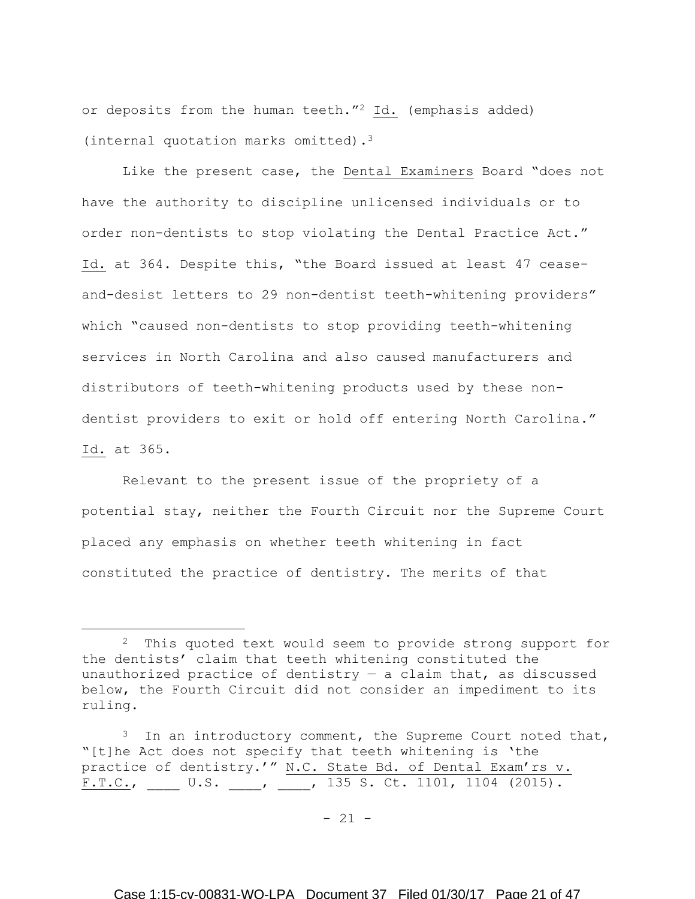or deposits from the human teeth."[2] Id. (emphasis added) (internal quotation marks omitted).[3]

Like the present case, the Dental Examiners Board "does not have the authority to discipline unlicensed individuals or to order non-dentists to stop violating the Dental Practice Act." Id. at 364. Despite this, "the Board issued at least 47 cease-and-desist letters to 29 non-dentist teeth-whitening providers" which "caused non-dentists to stop providing teeth-whitening services in North Carolina and also caused manufacturers and distributors of teeth-whitening products used by these non-dentist providers to exit or hold off entering North Carolina." Id. at 365.

Relevant to the present issue of the propriety of a potential stay, neither the Fourth Circuit nor the Supreme Court placed any emphasis on whether teeth whitening in fact constituted the practice of dentistry. The merits of that

---

[2] This quoted text would seem to provide strong support for the dentists' claim that teeth whitening constituted the unauthorized practice of dentistry — a claim that, as discussed below, the Fourth Circuit did not consider an impediment to its ruling.

[3] In an introductory comment, the Supreme Court noted that, "[t]he Act does not specify that teeth whitening is 'the practice of dentistry.'" N.C. State Bd. of Dental Exam'rs v. F.T.C., ____ U.S. ____, ____, 135 S. Ct. 1101, 1104 (2015).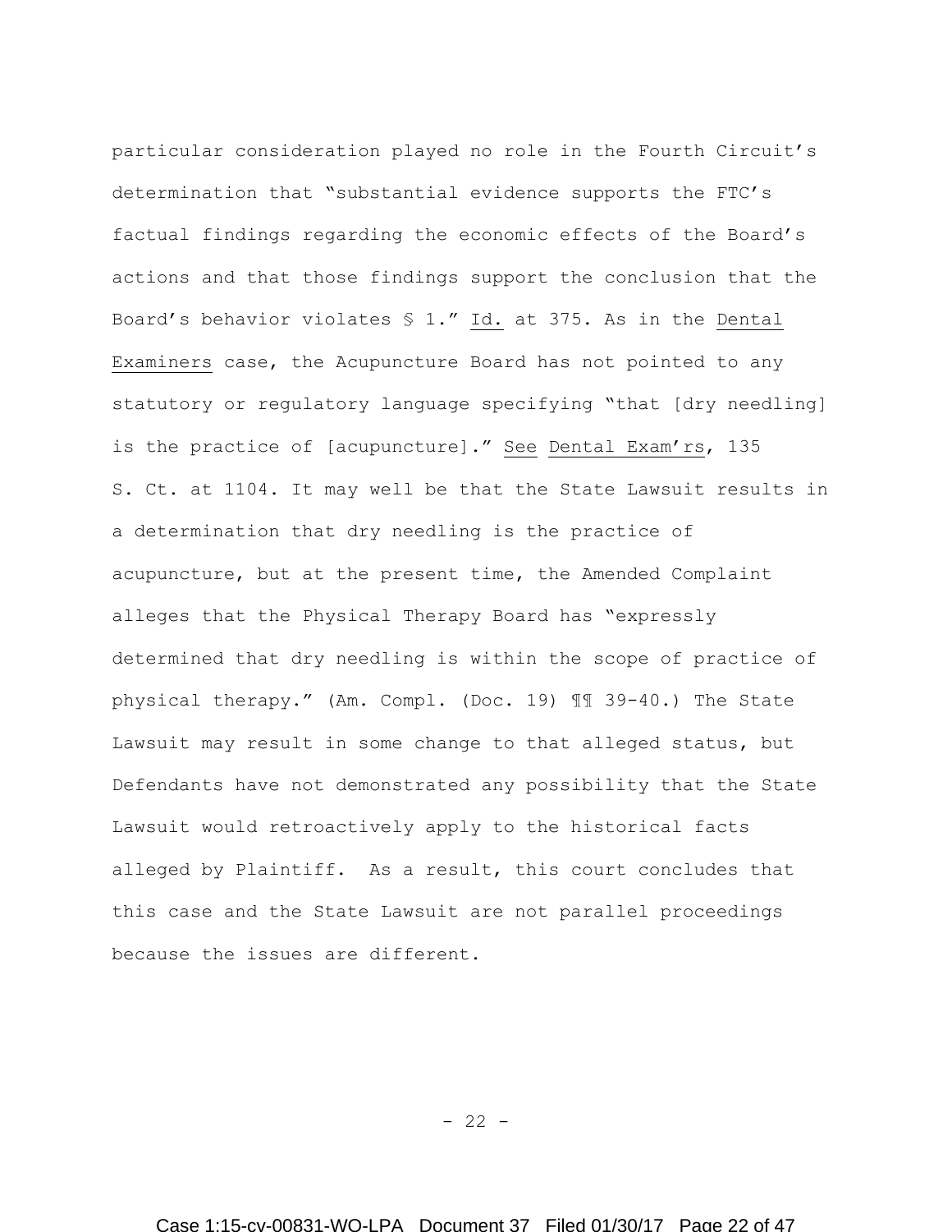particular consideration played no role in the Fourth Circuit's determination that "substantial evidence supports the FTC's factual findings regarding the economic effects of the Board's actions and that those findings support the conclusion that the Board's behavior violates § 1." Id. at 375. As in the Dental Examiners case, the Acupuncture Board has not pointed to any statutory or regulatory language specifying "that [dry needling] is the practice of [acupuncture]." See Dental Exam'rs, 135 S. Ct. at 1104. It may well be that the State Lawsuit results in a determination that dry needling is the practice of acupuncture, but at the present time, the Amended Complaint alleges that the Physical Therapy Board has "expressly determined that dry needling is within the scope of practice of physical therapy." (Am. Compl. (Doc. 19) ¶¶ 39-40.) The State Lawsuit may result in some change to that alleged status, but Defendants have not demonstrated any possibility that the State Lawsuit would retroactively apply to the historical facts alleged by Plaintiff. As a result, this court concludes that this case and the State Lawsuit are not parallel proceedings because the issues are different.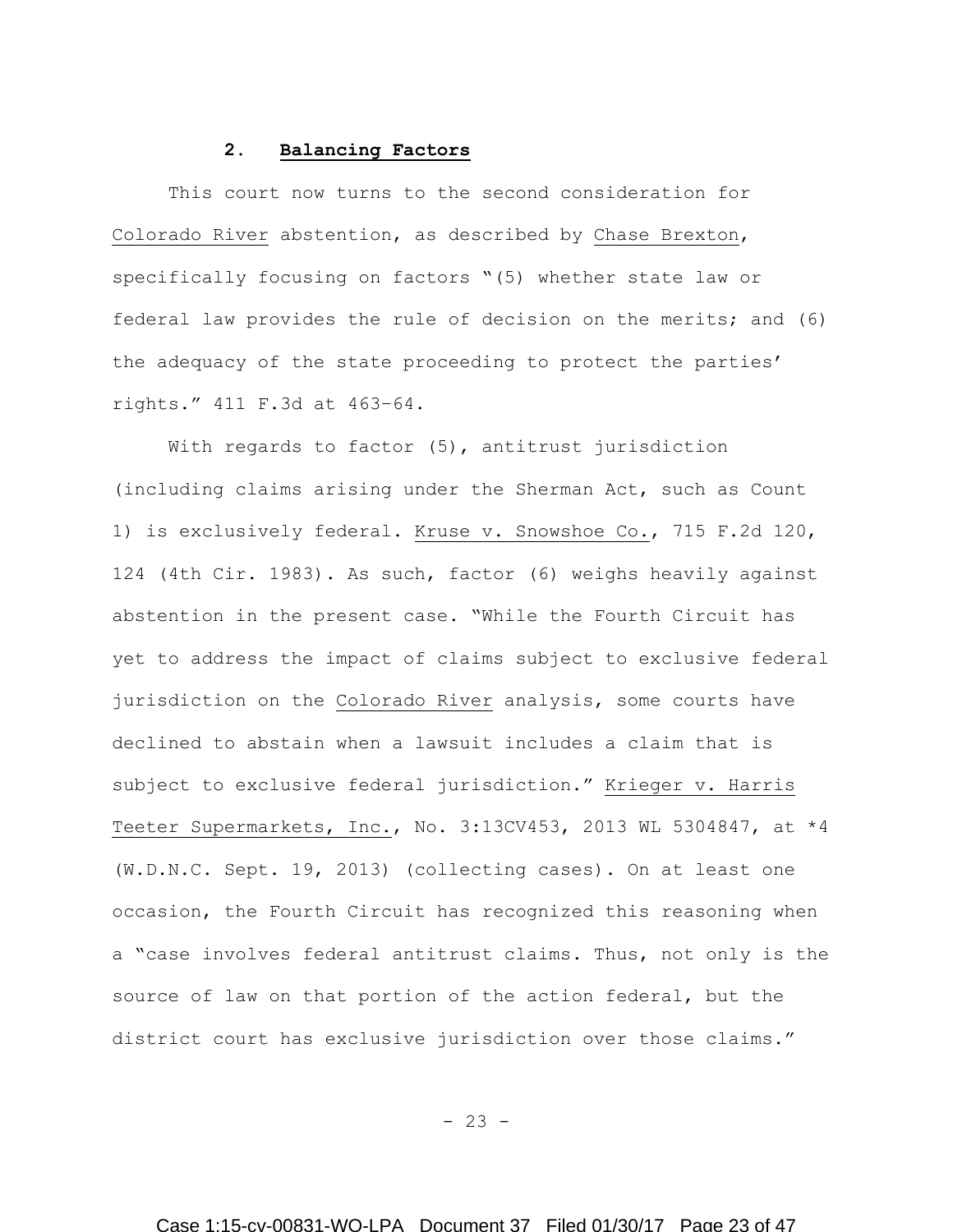### 2. **Balancing Factors**

This court now turns to the second consideration for Colorado River abstention, as described by Chase Brexton, specifically focusing on factors "(5) whether state law or federal law provides the rule of decision on the merits; and (6) the adequacy of the state proceeding to protect the parties' rights." 411 F.3d at 463–64.

With regards to factor (5), antitrust jurisdiction (including claims arising under the Sherman Act, such as Count 1) is exclusively federal. Kruse v. Snowshoe Co., 715 F.2d 120, 124 (4th Cir. 1983). As such, factor (6) weighs heavily against abstention in the present case. "While the Fourth Circuit has yet to address the impact of claims subject to exclusive federal jurisdiction on the Colorado River analysis, some courts have declined to abstain when a lawsuit includes a claim that is subject to exclusive federal jurisdiction." Krieger v. Harris Teeter Supermarkets, Inc., No. 3:13CV453, 2013 WL 5304847, at *4 (W.D.N.C. Sept. 19, 2013) (collecting cases). On at least one occasion, the Fourth Circuit has recognized this reasoning when a "case involves federal antitrust claims. Thus, not only is the source of law on that portion of the action federal, but the district court has exclusive jurisdiction over those claims."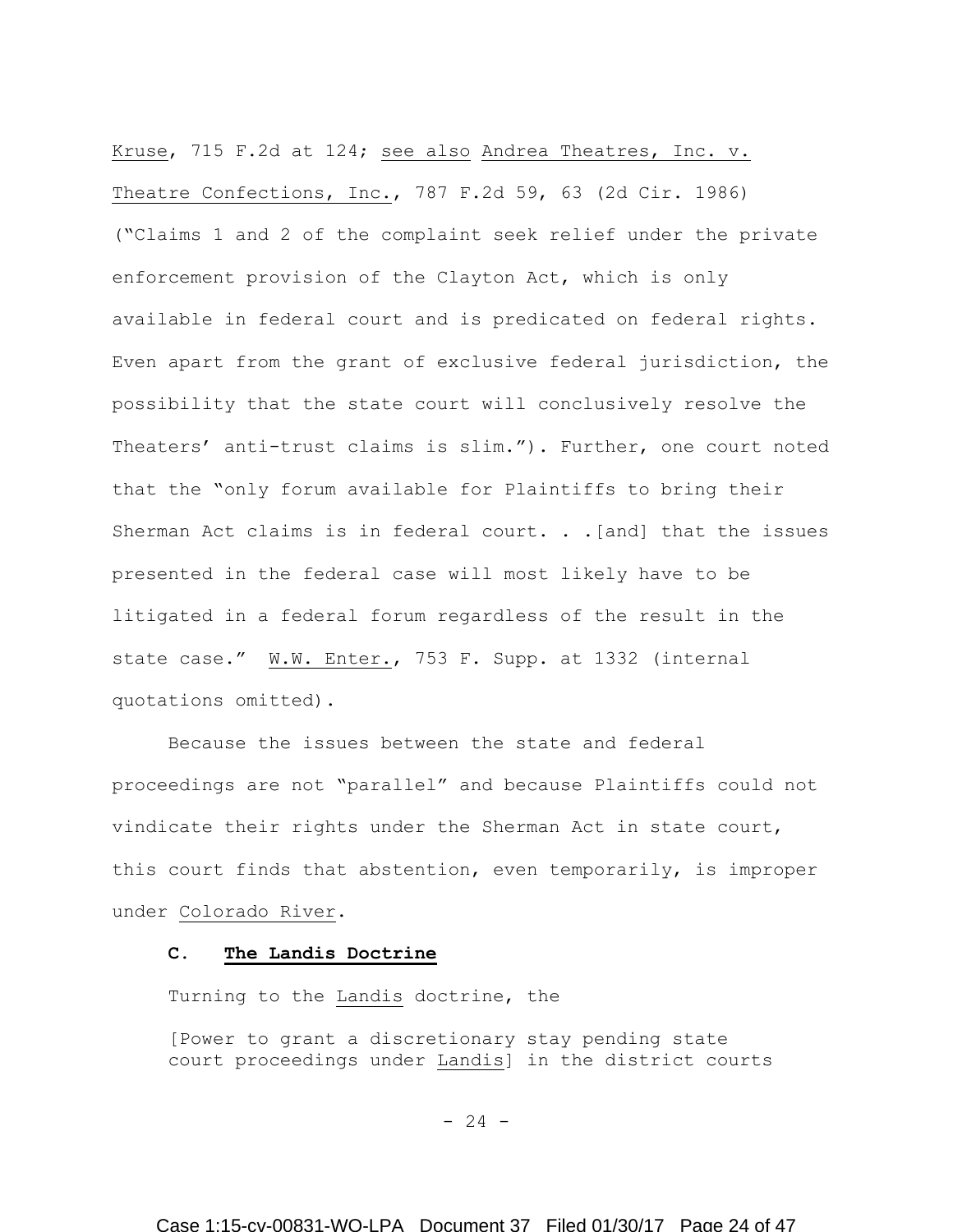Kruse, 715 F.2d at 124; see also Andrea Theatres, Inc. v. Theatre Confections, Inc., 787 F.2d 59, 63 (2d Cir. 1986) ("Claims 1 and 2 of the complaint seek relief under the private enforcement provision of the Clayton Act, which is only available in federal court and is predicated on federal rights. Even apart from the grant of exclusive federal jurisdiction, the possibility that the state court will conclusively resolve the Theaters' anti-trust claims is slim."). Further, one court noted that the "only forum available for Plaintiffs to bring their Sherman Act claims is in federal court. . .[and] that the issues presented in the federal case will most likely have to be litigated in a federal forum regardless of the result in the state case." W.W. Enter., 753 F. Supp. at 1332 (internal quotations omitted).

Because the issues between the state and federal proceedings are not "parallel" and because Plaintiffs could not vindicate their rights under the Sherman Act in state court, this court finds that abstention, even temporarily, is improper under Colorado River.

### C. The Landis Doctrine

Turning to the Landis doctrine, the

> [Power to grant a discretionary stay pending state court proceedings under Landis] in the district courts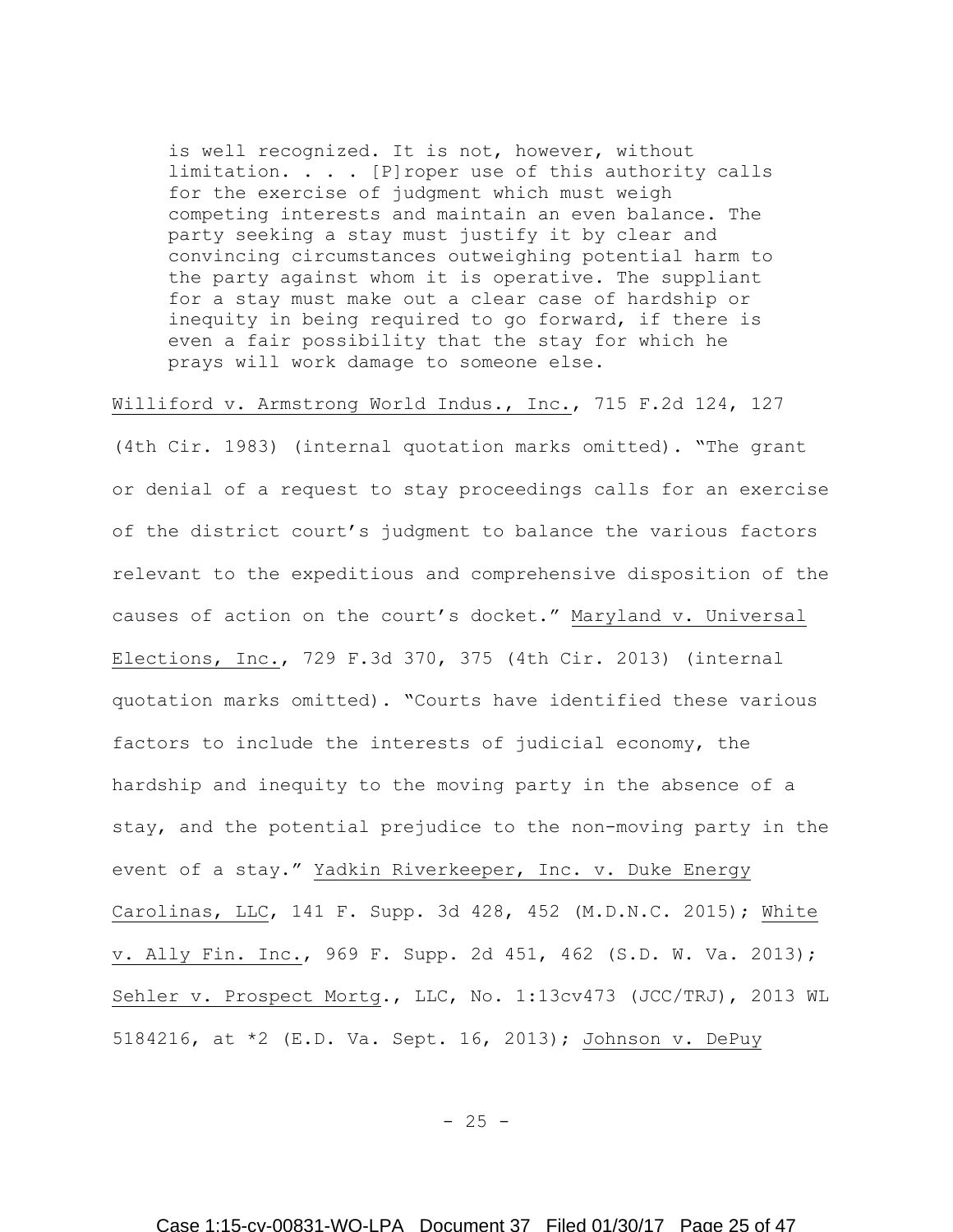> is well recognized. It is not, however, without limitation. . . . [P]roper use of this authority calls for the exercise of judgment which must weigh competing interests and maintain an even balance. The party seeking a stay must justify it by clear and convincing circumstances outweighing potential harm to the party against whom it is operative. The suppliant for a stay must make out a clear case of hardship or inequity in being required to go forward, if there is even a fair possibility that the stay for which he prays will work damage to someone else.

Williford v. Armstrong World Indus., Inc., 715 F.2d 124, 127 (4th Cir. 1983) (internal quotation marks omitted). "The grant or denial of a request to stay proceedings calls for an exercise of the district court's judgment to balance the various factors relevant to the expeditious and comprehensive disposition of the causes of action on the court's docket." Maryland v. Universal Elections, Inc., 729 F.3d 370, 375 (4th Cir. 2013) (internal quotation marks omitted). "Courts have identified these various factors to include the interests of judicial economy, the hardship and inequity to the moving party in the absence of a stay, and the potential prejudice to the non-moving party in the event of a stay." Yadkin Riverkeeper, Inc. v. Duke Energy Carolinas, LLC, 141 F. Supp. 3d 428, 452 (M.D.N.C. 2015); White v. Ally Fin. Inc., 969 F. Supp. 2d 451, 462 (S.D. W. Va. 2013); Sehler v. Prospect Mortg., LLC, No. 1:13cv473 (JCC/TRJ), 2013 WL 5184216, at *2 (E.D. Va. Sept. 16, 2013); Johnson v. DePuy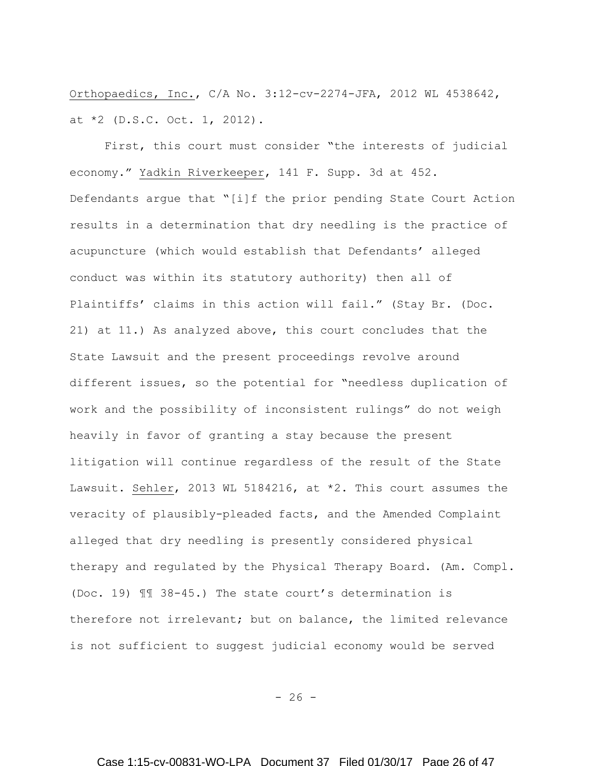Orthopaedics, Inc., C/A No. 3:12-cv-2274-JFA, 2012 WL 4538642, at *2 (D.S.C. Oct. 1, 2012).

First, this court must consider "the interests of judicial economy." Yadkin Riverkeeper, 141 F. Supp. 3d at 452. Defendants argue that "[i]f the prior pending State Court Action results in a determination that dry needling is the practice of acupuncture (which would establish that Defendants' alleged conduct was within its statutory authority) then all of Plaintiffs' claims in this action will fail." (Stay Br. (Doc. 21) at 11.) As analyzed above, this court concludes that the State Lawsuit and the present proceedings revolve around different issues, so the potential for "needless duplication of work and the possibility of inconsistent rulings" do not weigh heavily in favor of granting a stay because the present litigation will continue regardless of the result of the State Lawsuit. Sehler, 2013 WL 5184216, at *2. This court assumes the veracity of plausibly-pleaded facts, and the Amended Complaint alleged that dry needling is presently considered physical therapy and regulated by the Physical Therapy Board. (Am. Compl. (Doc. 19) ¶¶ 38-45.) The state court's determination is therefore not irrelevant; but on balance, the limited relevance is not sufficient to suggest judicial economy would be served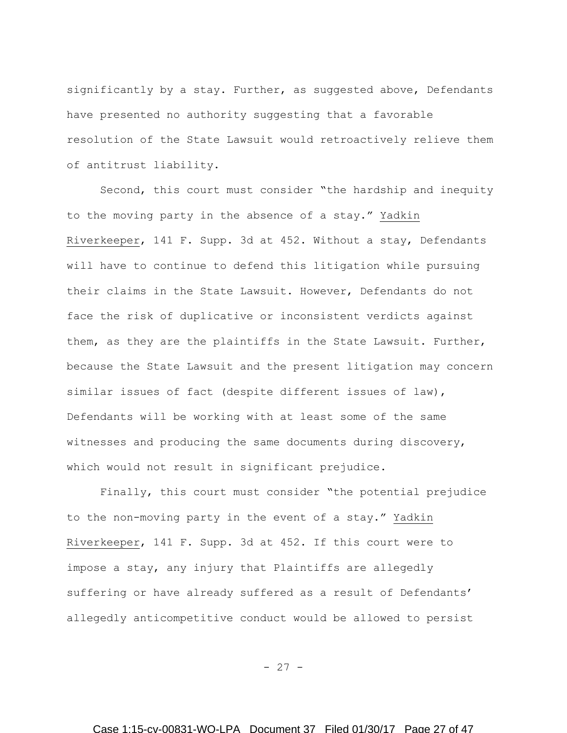significantly by a stay. Further, as suggested above, Defendants have presented no authority suggesting that a favorable resolution of the State Lawsuit would retroactively relieve them of antitrust liability.

Second, this court must consider "the hardship and inequity to the moving party in the absence of a stay." Yadkin Riverkeeper, 141 F. Supp. 3d at 452. Without a stay, Defendants will have to continue to defend this litigation while pursuing their claims in the State Lawsuit. However, Defendants do not face the risk of duplicative or inconsistent verdicts against them, as they are the plaintiffs in the State Lawsuit. Further, because the State Lawsuit and the present litigation may concern similar issues of fact (despite different issues of law), Defendants will be working with at least some of the same witnesses and producing the same documents during discovery, which would not result in significant prejudice.

Finally, this court must consider "the potential prejudice to the non-moving party in the event of a stay." Yadkin Riverkeeper, 141 F. Supp. 3d at 452. If this court were to impose a stay, any injury that Plaintiffs are allegedly suffering or have already suffered as a result of Defendants' allegedly anticompetitive conduct would be allowed to persist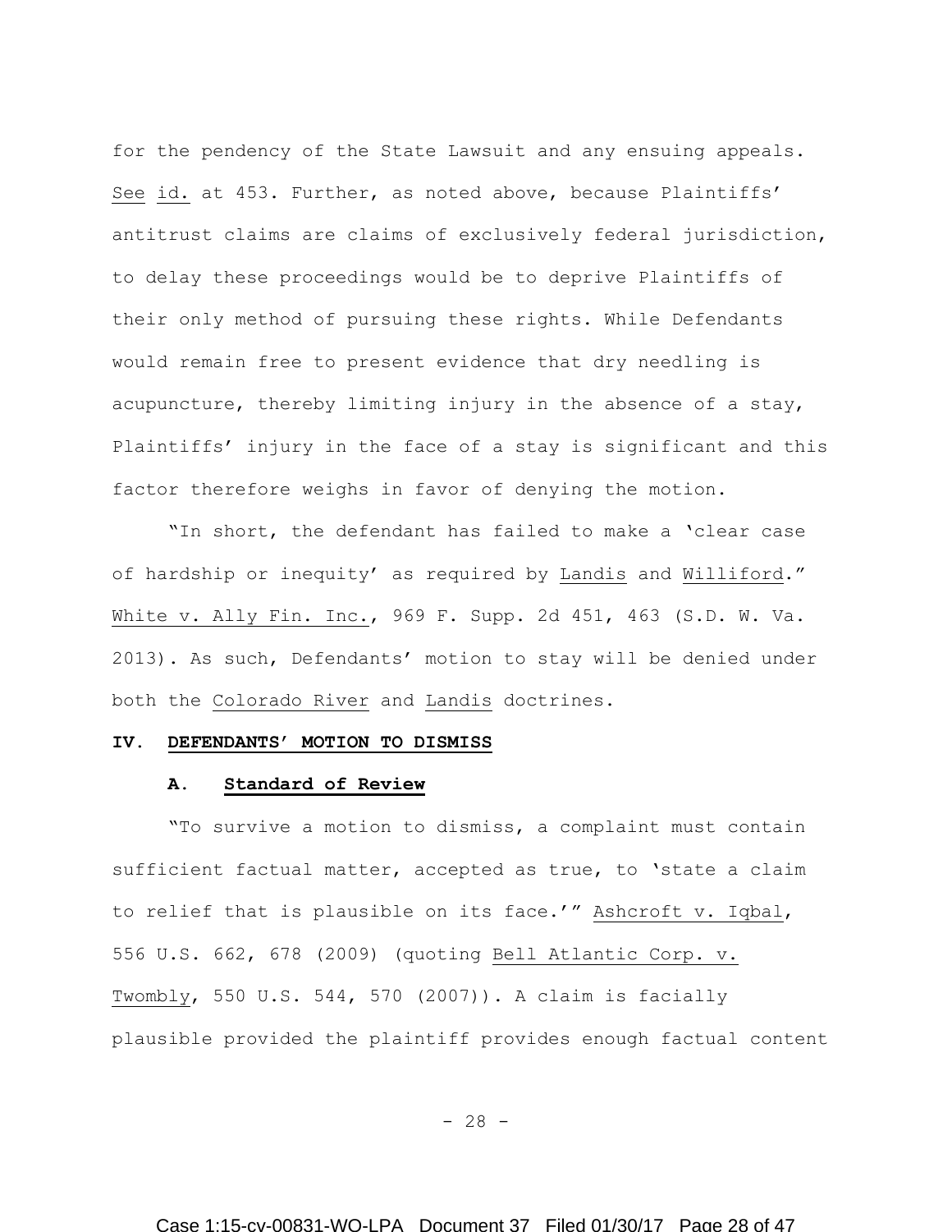for the pendency of the State Lawsuit and any ensuing appeals. See id. at 453. Further, as noted above, because Plaintiffs' antitrust claims are claims of exclusively federal jurisdiction, to delay these proceedings would be to deprive Plaintiffs of their only method of pursuing these rights. While Defendants would remain free to present evidence that dry needling is acupuncture, thereby limiting injury in the absence of a stay, Plaintiffs' injury in the face of a stay is significant and this factor therefore weighs in favor of denying the motion.

"In short, the defendant has failed to make a 'clear case of hardship or inequity' as required by Landis and Williford." White v. Ally Fin. Inc., 969 F. Supp. 2d 451, 463 (S.D. W. Va. 2013). As such, Defendants' motion to stay will be denied under both the Colorado River and Landis doctrines.

## IV. DEFENDANTS' MOTION TO DISMISS

### A. Standard of Review

"To survive a motion to dismiss, a complaint must contain sufficient factual matter, accepted as true, to 'state a claim to relief that is plausible on its face.'" Ashcroft v. Iqbal, 556 U.S. 662, 678 (2009) (quoting Bell Atlantic Corp. v. Twombly, 550 U.S. 544, 570 (2007)). A claim is facially plausible provided the plaintiff provides enough factual content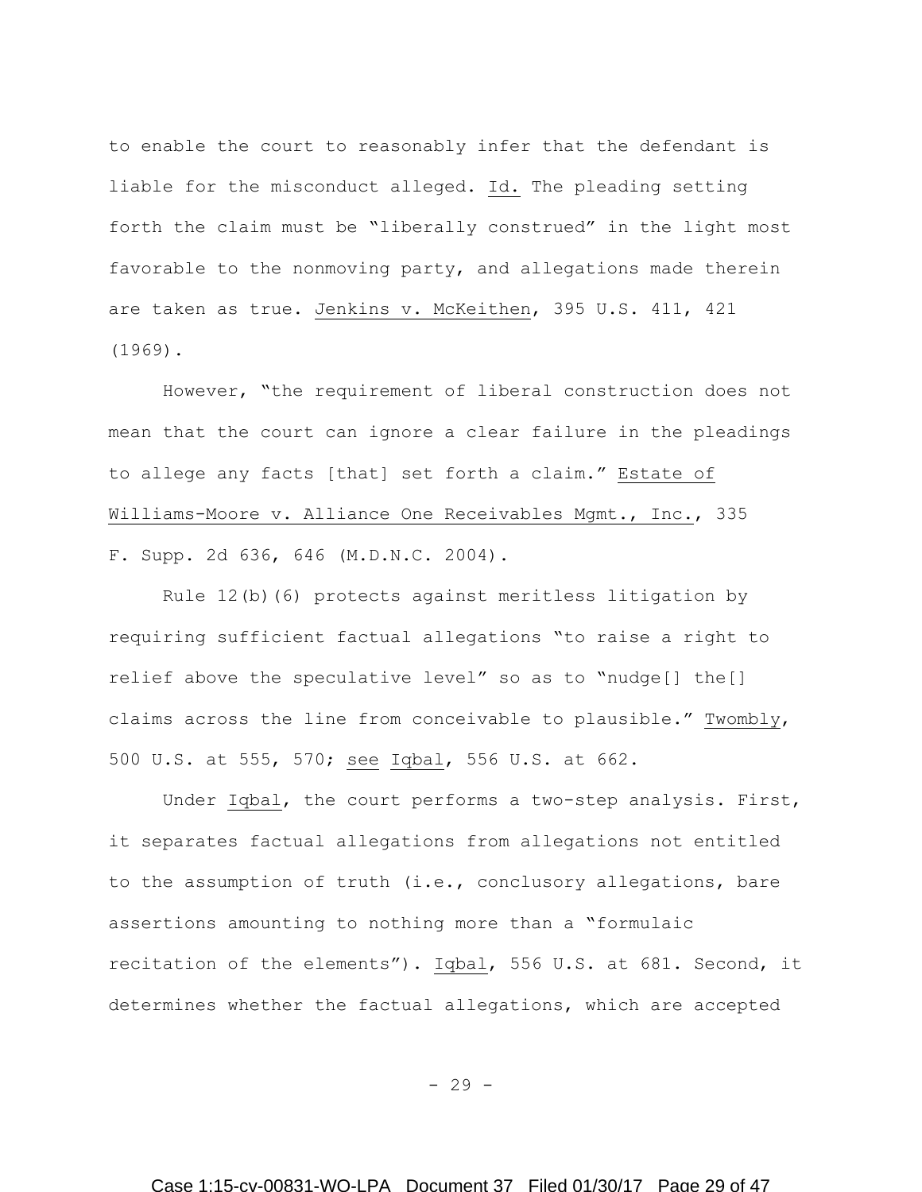to enable the court to reasonably infer that the defendant is liable for the misconduct alleged. Id. The pleading setting forth the claim must be "liberally construed" in the light most favorable to the nonmoving party, and allegations made therein are taken as true. Jenkins v. McKeithen, 395 U.S. 411, 421 (1969).

However, "the requirement of liberal construction does not mean that the court can ignore a clear failure in the pleadings to allege any facts [that] set forth a claim." Estate of Williams-Moore v. Alliance One Receivables Mgmt., Inc., 335 F. Supp. 2d 636, 646 (M.D.N.C. 2004).

Rule 12(b)(6) protects against meritless litigation by requiring sufficient factual allegations "to raise a right to relief above the speculative level" so as to "nudge[] the[] claims across the line from conceivable to plausible." Twombly, 500 U.S. at 555, 570; see Iqbal, 556 U.S. at 662.

Under Iqbal, the court performs a two-step analysis. First, it separates factual allegations from allegations not entitled to the assumption of truth (i.e., conclusory allegations, bare assertions amounting to nothing more than a "formulaic recitation of the elements"). Iqbal, 556 U.S. at 681. Second, it determines whether the factual allegations, which are accepted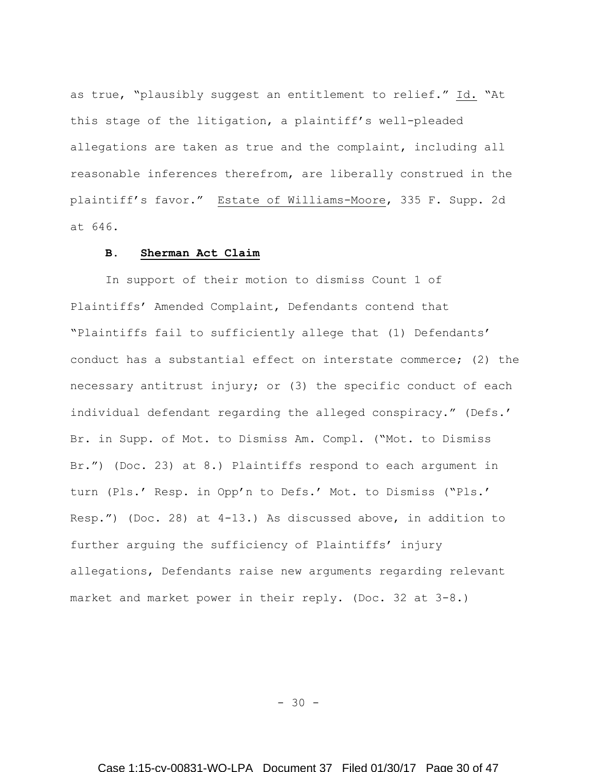as true, "plausibly suggest an entitlement to relief." Id. "At this stage of the litigation, a plaintiff's well-pleaded allegations are taken as true and the complaint, including all reasonable inferences therefrom, are liberally construed in the plaintiff's favor." Estate of Williams-Moore, 335 F. Supp. 2d at 646.

### B. Sherman Act Claim

In support of their motion to dismiss Count 1 of Plaintiffs' Amended Complaint, Defendants contend that "Plaintiffs fail to sufficiently allege that (1) Defendants' conduct has a substantial effect on interstate commerce; (2) the necessary antitrust injury; or (3) the specific conduct of each individual defendant regarding the alleged conspiracy." (Defs.' Br. in Supp. of Mot. to Dismiss Am. Compl. ("Mot. to Dismiss Br.") (Doc. 23) at 8.) Plaintiffs respond to each argument in turn (Pls.' Resp. in Opp'n to Defs.' Mot. to Dismiss ("Pls.' Resp.") (Doc. 28) at 4-13.) As discussed above, in addition to further arguing the sufficiency of Plaintiffs' injury allegations, Defendants raise new arguments regarding relevant market and market power in their reply. (Doc. 32 at 3-8.)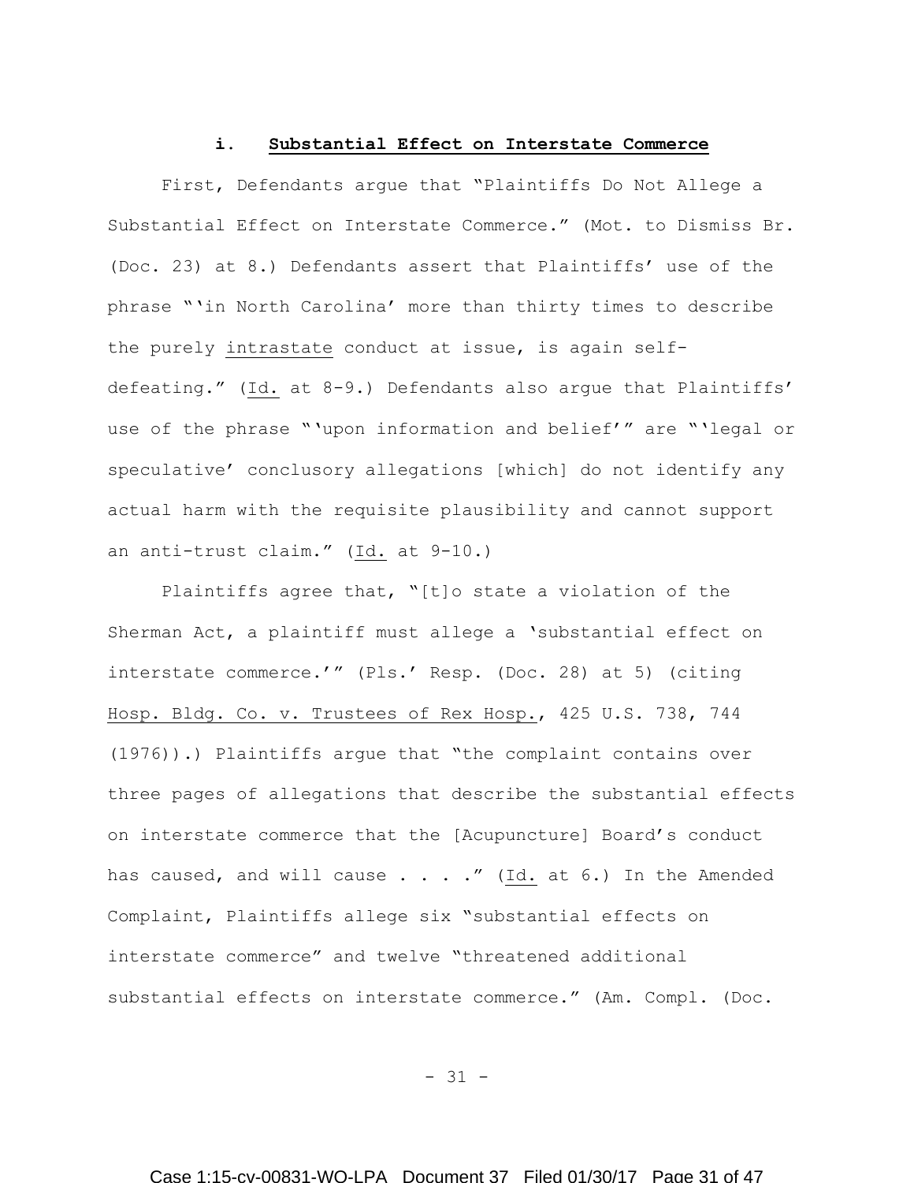#### i. **Substantial Effect on Interstate Commerce**

First, Defendants argue that "Plaintiffs Do Not Allege a Substantial Effect on Interstate Commerce." (Mot. to Dismiss Br. (Doc. 23) at 8.) Defendants assert that Plaintiffs' use of the phrase "'in North Carolina' more than thirty times to describe the purely intrastate conduct at issue, is again self-defeating." (Id. at 8-9.) Defendants also argue that Plaintiffs' use of the phrase "'upon information and belief'" are "'legal or speculative' conclusory allegations [which] do not identify any actual harm with the requisite plausibility and cannot support an anti-trust claim." (Id. at 9-10.)

Plaintiffs agree that, "[t]o state a violation of the Sherman Act, a plaintiff must allege a 'substantial effect on interstate commerce.'" (Pls.' Resp. (Doc. 28) at 5) (citing Hosp. Bldg. Co. v. Trustees of Rex Hosp., 425 U.S. 738, 744 (1976)).) Plaintiffs argue that "the complaint contains over three pages of allegations that describe the substantial effects on interstate commerce that the [Acupuncture] Board's conduct has caused, and will cause . . . ." (Id. at 6.) In the Amended Complaint, Plaintiffs allege six "substantial effects on interstate commerce" and twelve "threatened additional substantial effects on interstate commerce." (Am. Compl. (Doc.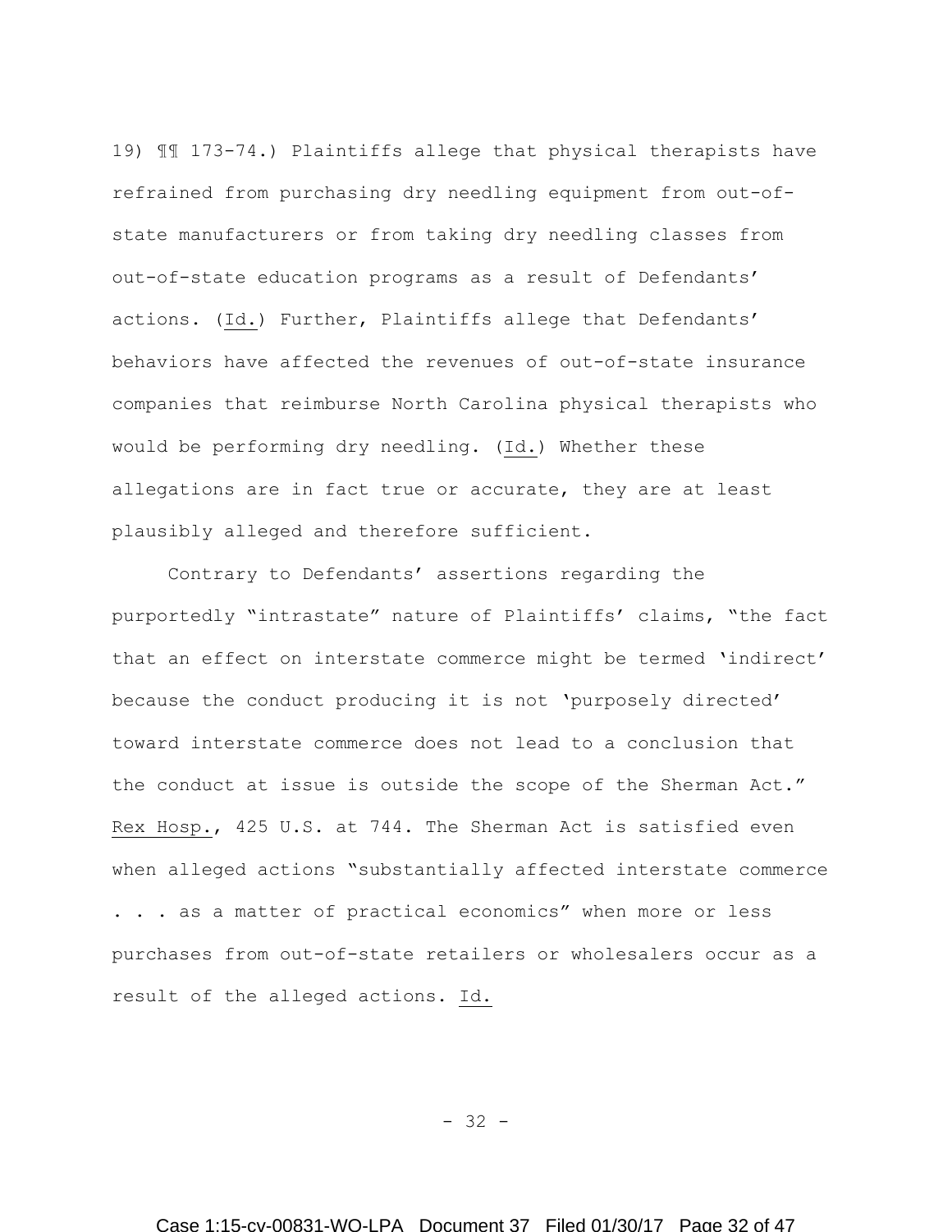19) ¶¶ 173-74.) Plaintiffs allege that physical therapists have refrained from purchasing dry needling equipment from out-of-state manufacturers or from taking dry needling classes from out-of-state education programs as a result of Defendants' actions. (Id.) Further, Plaintiffs allege that Defendants' behaviors have affected the revenues of out-of-state insurance companies that reimburse North Carolina physical therapists who would be performing dry needling. (Id.) Whether these allegations are in fact true or accurate, they are at least plausibly alleged and therefore sufficient.

Contrary to Defendants' assertions regarding the purportedly "intrastate" nature of Plaintiffs' claims, "the fact that an effect on interstate commerce might be termed 'indirect' because the conduct producing it is not 'purposely directed' toward interstate commerce does not lead to a conclusion that the conduct at issue is outside the scope of the Sherman Act." Rex Hosp., 425 U.S. at 744. The Sherman Act is satisfied even when alleged actions "substantially affected interstate commerce . . . as a matter of practical economics" when more or less purchases from out-of-state retailers or wholesalers occur as a result of the alleged actions. Id.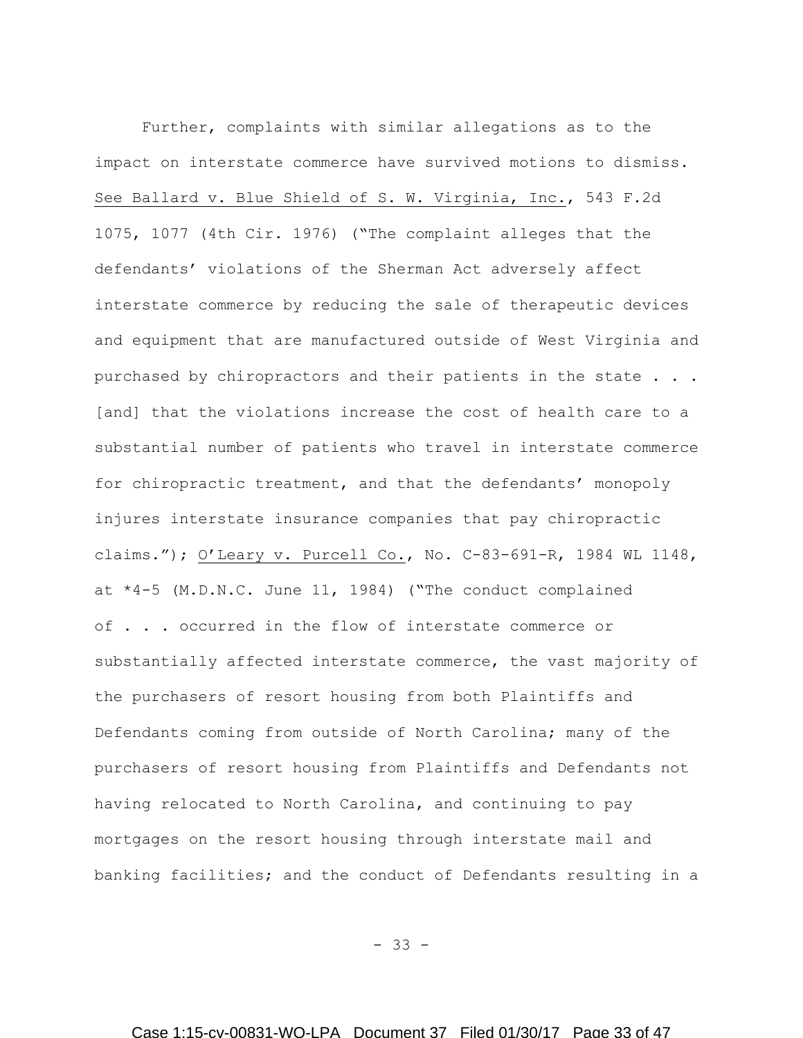Further, complaints with similar allegations as to the impact on interstate commerce have survived motions to dismiss. See Ballard v. Blue Shield of S. W. Virginia, Inc., 543 F.2d 1075, 1077 (4th Cir. 1976) ("The complaint alleges that the defendants' violations of the Sherman Act adversely affect interstate commerce by reducing the sale of therapeutic devices and equipment that are manufactured outside of West Virginia and purchased by chiropractors and their patients in the state . . . [and] that the violations increase the cost of health care to a substantial number of patients who travel in interstate commerce for chiropractic treatment, and that the defendants' monopoly injures interstate insurance companies that pay chiropractic claims."); O'Leary v. Purcell Co., No. C-83-691-R, 1984 WL 1148, at *4-5 (M.D.N.C. June 11, 1984) ("The conduct complained of . . . occurred in the flow of interstate commerce or substantially affected interstate commerce, the vast majority of the purchasers of resort housing from both Plaintiffs and Defendants coming from outside of North Carolina; many of the purchasers of resort housing from Plaintiffs and Defendants not having relocated to North Carolina, and continuing to pay mortgages on the resort housing through interstate mail and banking facilities; and the conduct of Defendants resulting in a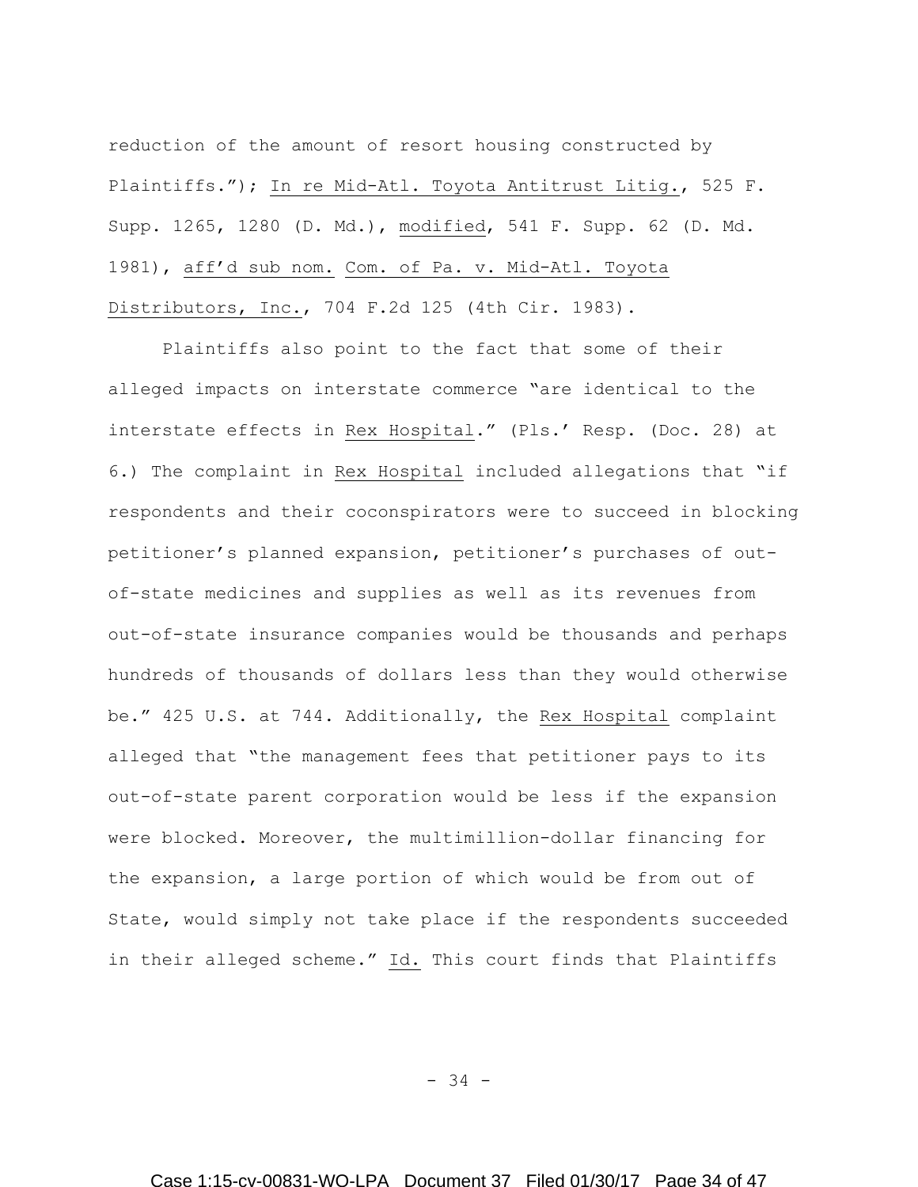reduction of the amount of resort housing constructed by Plaintiffs."); In re Mid-Atl. Toyota Antitrust Litig., 525 F. Supp. 1265, 1280 (D. Md.), modified, 541 F. Supp. 62 (D. Md. 1981), aff'd sub nom. Com. of Pa. v. Mid-Atl. Toyota Distributors, Inc., 704 F.2d 125 (4th Cir. 1983).

Plaintiffs also point to the fact that some of their alleged impacts on interstate commerce "are identical to the interstate effects in Rex Hospital." (Pls.' Resp. (Doc. 28) at 6.) The complaint in Rex Hospital included allegations that "if respondents and their coconspirators were to succeed in blocking petitioner's planned expansion, petitioner's purchases of out-of-state medicines and supplies as well as its revenues from out-of-state insurance companies would be thousands and perhaps hundreds of thousands of dollars less than they would otherwise be." 425 U.S. at 744. Additionally, the Rex Hospital complaint alleged that "the management fees that petitioner pays to its out-of-state parent corporation would be less if the expansion were blocked. Moreover, the multimillion-dollar financing for the expansion, a large portion of which would be from out of State, would simply not take place if the respondents succeeded in their alleged scheme." Id. This court finds that Plaintiffs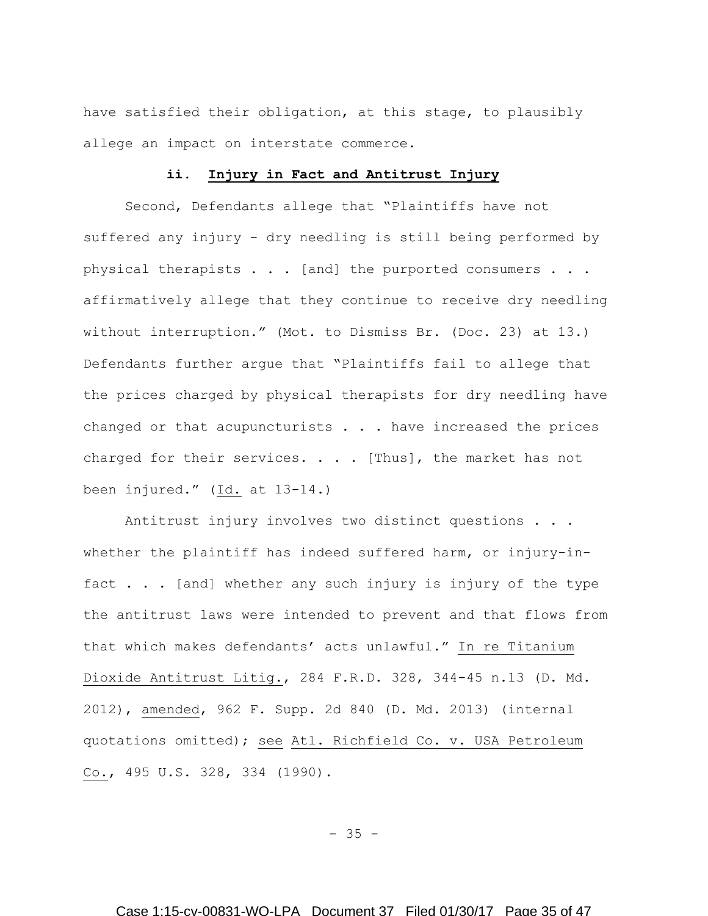have satisfied their obligation, at this stage, to plausibly allege an impact on interstate commerce.

**ii. Injury in Fact and Antitrust Injury**

Second, Defendants allege that "Plaintiffs have not suffered any injury - dry needling is still being performed by physical therapists . . . [and] the purported consumers . . . affirmatively allege that they continue to receive dry needling without interruption." (Mot. to Dismiss Br. (Doc. 23) at 13.) Defendants further argue that "Plaintiffs fail to allege that the prices charged by physical therapists for dry needling have changed or that acupuncturists . . . have increased the prices charged for their services. . . . [Thus], the market has not been injured." (Id. at 13-14.)

Antitrust injury involves two distinct questions . . . whether the plaintiff has indeed suffered harm, or injury-in-fact . . . [and] whether any such injury is injury of the type the antitrust laws were intended to prevent and that flows from that which makes defendants' acts unlawful." In re Titanium Dioxide Antitrust Litig., 284 F.R.D. 328, 344-45 n.13 (D. Md. 2012), amended, 962 F. Supp. 2d 840 (D. Md. 2013) (internal quotations omitted); see Atl. Richfield Co. v. USA Petroleum Co., 495 U.S. 328, 334 (1990).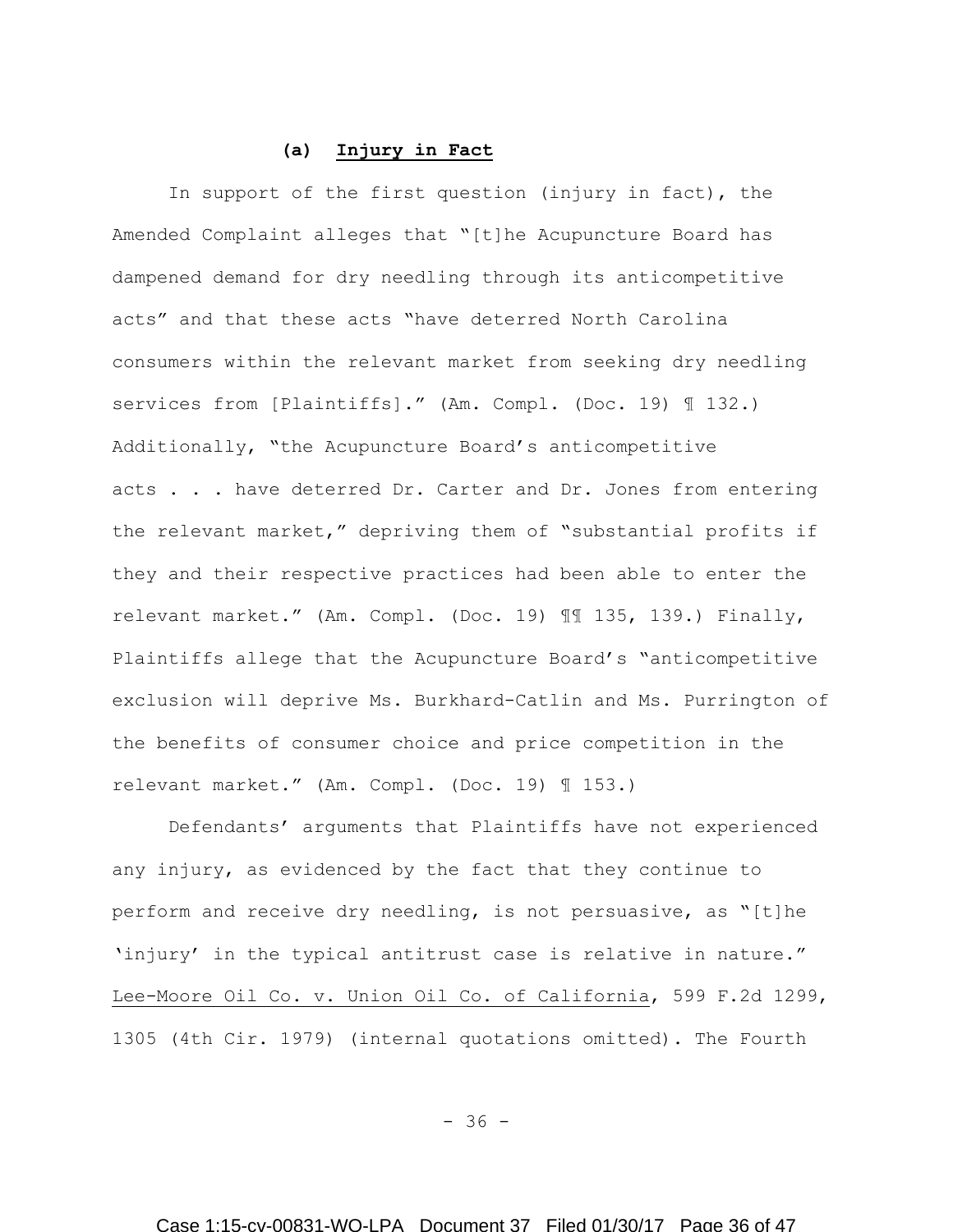#### (a) **Injury in Fact**

In support of the first question (injury in fact), the Amended Complaint alleges that "[t]he Acupuncture Board has dampened demand for dry needling through its anticompetitive acts" and that these acts "have deterred North Carolina consumers within the relevant market from seeking dry needling services from [Plaintiffs]." (Am. Compl. (Doc. 19) ¶ 132.) Additionally, "the Acupuncture Board's anticompetitive acts . . . have deterred Dr. Carter and Dr. Jones from entering the relevant market," depriving them of "substantial profits if they and their respective practices had been able to enter the relevant market." (Am. Compl. (Doc. 19) ¶¶ 135, 139.) Finally, Plaintiffs allege that the Acupuncture Board's "anticompetitive exclusion will deprive Ms. Burkhard-Catlin and Ms. Purrington of the benefits of consumer choice and price competition in the relevant market." (Am. Compl. (Doc. 19) ¶ 153.)

Defendants' arguments that Plaintiffs have not experienced any injury, as evidenced by the fact that they continue to perform and receive dry needling, is not persuasive, as "[t]he 'injury' in the typical antitrust case is relative in nature." Lee-Moore Oil Co. v. Union Oil Co. of California, 599 F.2d 1299, 1305 (4th Cir. 1979) (internal quotations omitted). The Fourth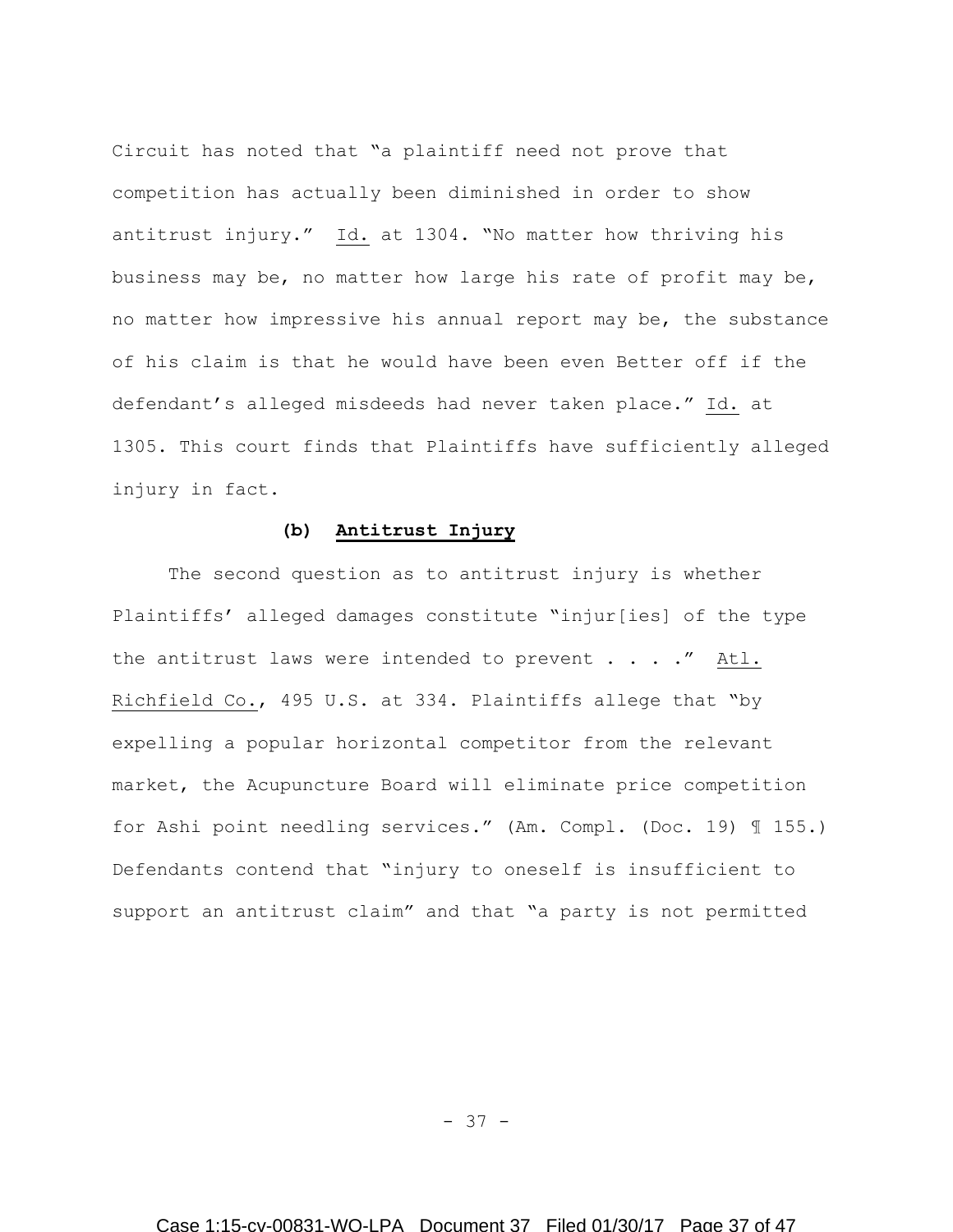Circuit has noted that "a plaintiff need not prove that competition has actually been diminished in order to show antitrust injury." Id. at 1304. "No matter how thriving his business may be, no matter how large his rate of profit may be, no matter how impressive his annual report may be, the substance of his claim is that he would have been even Better off if the defendant's alleged misdeeds had never taken place." Id. at 1305. This court finds that Plaintiffs have sufficiently alleged injury in fact.

**(b) Antitrust Injury**

The second question as to antitrust injury is whether Plaintiffs' alleged damages constitute "injur[ies] of the type the antitrust laws were intended to prevent . . . ." Atl. Richfield Co., 495 U.S. at 334. Plaintiffs allege that "by expelling a popular horizontal competitor from the relevant market, the Acupuncture Board will eliminate price competition for Ashi point needling services." (Am. Compl. (Doc. 19) ¶ 155.) Defendants contend that "injury to oneself is insufficient to support an antitrust claim" and that "a party is not permitted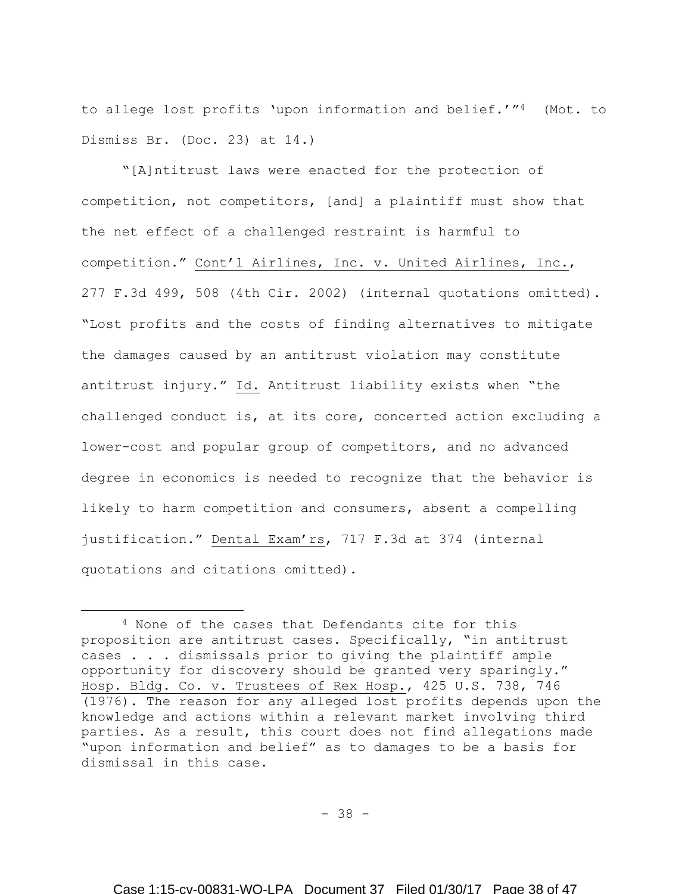to allege lost profits 'upon information and belief.'"[4] (Mot. to Dismiss Br. (Doc. 23) at 14.)

"[A]ntitrust laws were enacted for the protection of competition, not competitors, [and] a plaintiff must show that the net effect of a challenged restraint is harmful to competition." Cont'l Airlines, Inc. v. United Airlines, Inc., 277 F.3d 499, 508 (4th Cir. 2002) (internal quotations omitted). "Lost profits and the costs of finding alternatives to mitigate the damages caused by an antitrust violation may constitute antitrust injury." Id. Antitrust liability exists when "the challenged conduct is, at its core, concerted action excluding a lower-cost and popular group of competitors, and no advanced degree in economics is needed to recognize that the behavior is likely to harm competition and consumers, absent a compelling justification." Dental Exam'rs, 717 F.3d at 374 (internal quotations and citations omitted).

---

[4] None of the cases that Defendants cite for this proposition are antitrust cases. Specifically, "in antitrust cases . . . dismissals prior to giving the plaintiff ample opportunity for discovery should be granted very sparingly." Hosp. Bldg. Co. v. Trustees of Rex Hosp., 425 U.S. 738, 746 (1976). The reason for any alleged lost profits depends upon the knowledge and actions within a relevant market involving third parties. As a result, this court does not find allegations made "upon information and belief" as to damages to be a basis for dismissal in this case.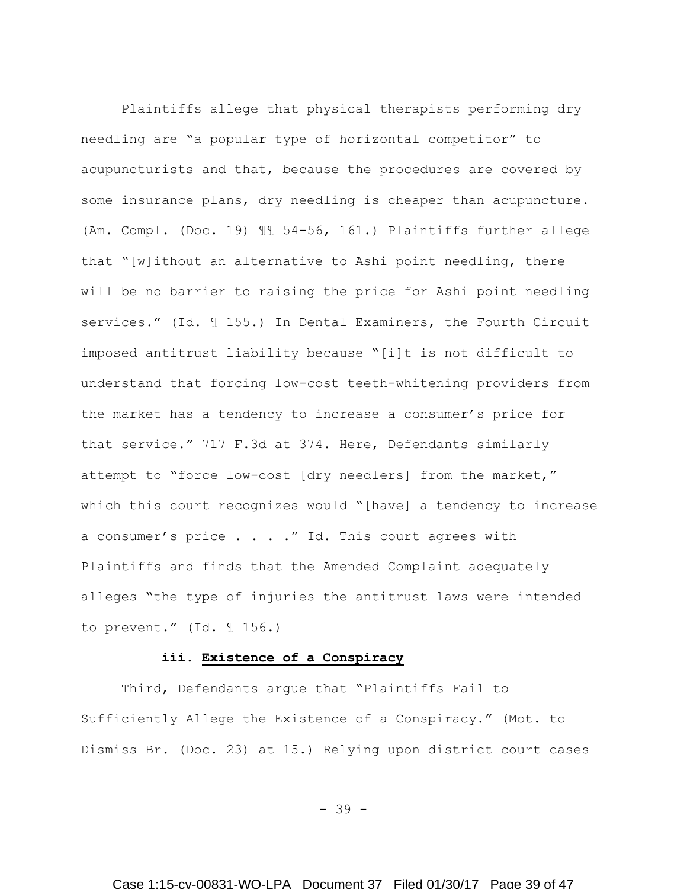Plaintiffs allege that physical therapists performing dry needling are "a popular type of horizontal competitor" to acupuncturists and that, because the procedures are covered by some insurance plans, dry needling is cheaper than acupuncture. (Am. Compl. (Doc. 19) ¶¶ 54-56, 161.) Plaintiffs further allege that "[w]ithout an alternative to Ashi point needling, there will be no barrier to raising the price for Ashi point needling services." (Id. ¶ 155.) In Dental Examiners, the Fourth Circuit imposed antitrust liability because "[i]t is not difficult to understand that forcing low-cost teeth-whitening providers from the market has a tendency to increase a consumer's price for that service." 717 F.3d at 374. Here, Defendants similarly attempt to "force low-cost [dry needlers] from the market," which this court recognizes would "[have] a tendency to increase a consumer's price . . . ." Id. This court agrees with Plaintiffs and finds that the Amended Complaint adequately alleges "the type of injuries the antitrust laws were intended to prevent." (Id. ¶ 156.)

#### iii. Existence of a Conspiracy

Third, Defendants argue that "Plaintiffs Fail to Sufficiently Allege the Existence of a Conspiracy." (Mot. to Dismiss Br. (Doc. 23) at 15.) Relying upon district court cases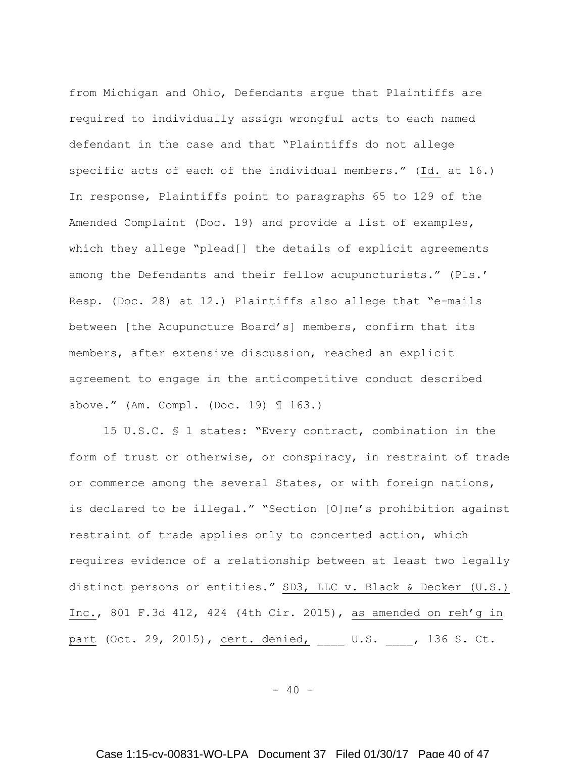from Michigan and Ohio, Defendants argue that Plaintiffs are required to individually assign wrongful acts to each named defendant in the case and that "Plaintiffs do not allege specific acts of each of the individual members." (Id. at 16.) In response, Plaintiffs point to paragraphs 65 to 129 of the Amended Complaint (Doc. 19) and provide a list of examples, which they allege "plead[] the details of explicit agreements among the Defendants and their fellow acupuncturists." (Pls.' Resp. (Doc. 28) at 12.) Plaintiffs also allege that "e-mails between [the Acupuncture Board's] members, confirm that its members, after extensive discussion, reached an explicit agreement to engage in the anticompetitive conduct described above." (Am. Compl. (Doc. 19) ¶ 163.)

15 U.S.C. § 1 states: "Every contract, combination in the form of trust or otherwise, or conspiracy, in restraint of trade or commerce among the several States, or with foreign nations, is declared to be illegal." "Section [O]ne's prohibition against restraint of trade applies only to concerted action, which requires evidence of a relationship between at least two legally distinct persons or entities." SD3, LLC v. Black & Decker (U.S.) Inc., 801 F.3d 412, 424 (4th Cir. 2015), as amended on reh'g in part (Oct. 29, 2015), cert. denied, ____ U.S. ____, 136 S. Ct.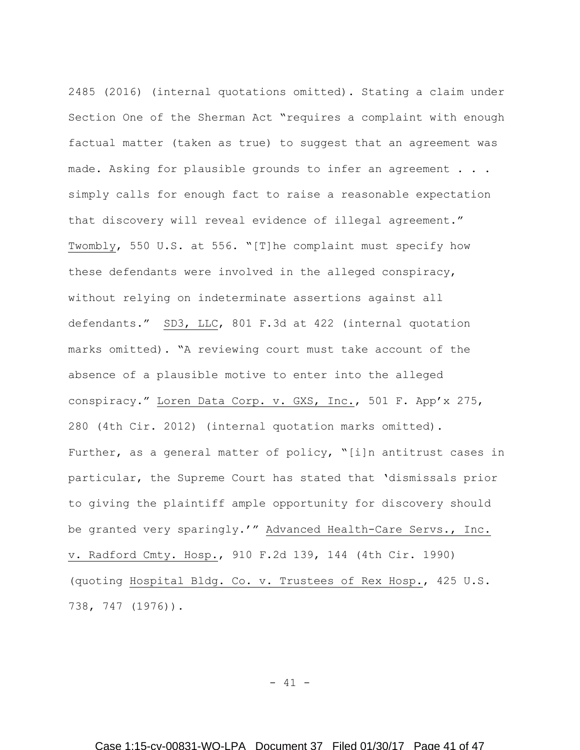2485 (2016) (internal quotations omitted). Stating a claim under Section One of the Sherman Act "requires a complaint with enough factual matter (taken as true) to suggest that an agreement was made. Asking for plausible grounds to infer an agreement . . . simply calls for enough fact to raise a reasonable expectation that discovery will reveal evidence of illegal agreement." Twombly, 550 U.S. at 556. "[T]he complaint must specify how these defendants were involved in the alleged conspiracy, without relying on indeterminate assertions against all defendants." SD3, LLC, 801 F.3d at 422 (internal quotation marks omitted). "A reviewing court must take account of the absence of a plausible motive to enter into the alleged conspiracy." Loren Data Corp. v. GXS, Inc., 501 F. App'x 275, 280 (4th Cir. 2012) (internal quotation marks omitted). Further, as a general matter of policy, "[i]n antitrust cases in particular, the Supreme Court has stated that 'dismissals prior to giving the plaintiff ample opportunity for discovery should be granted very sparingly.'" Advanced Health-Care Servs., Inc. v. Radford Cmty. Hosp., 910 F.2d 139, 144 (4th Cir. 1990) (quoting Hospital Bldg. Co. v. Trustees of Rex Hosp., 425 U.S. 738, 747 (1976)).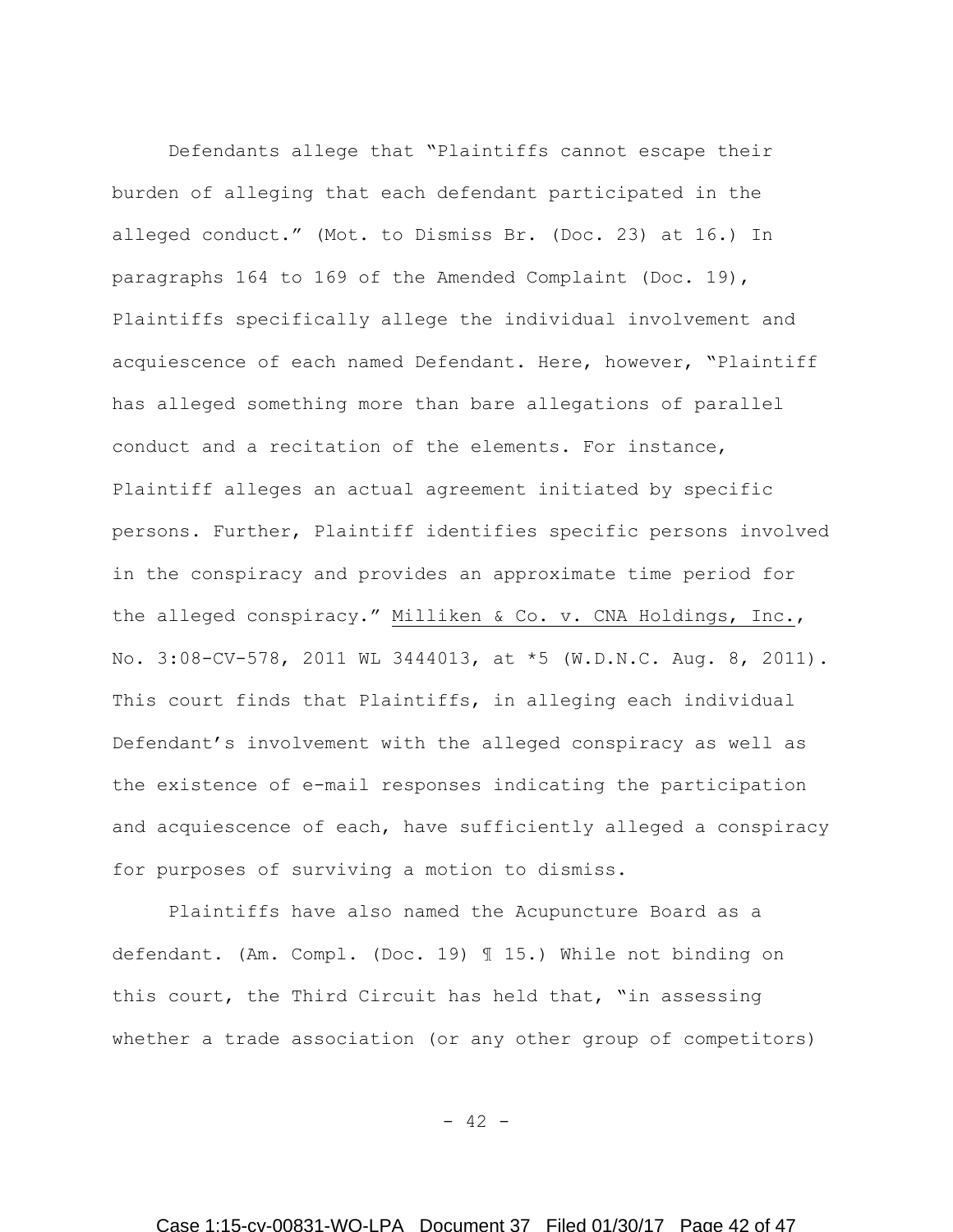Defendants allege that "Plaintiffs cannot escape their burden of alleging that each defendant participated in the alleged conduct." (Mot. to Dismiss Br. (Doc. 23) at 16.) In paragraphs 164 to 169 of the Amended Complaint (Doc. 19), Plaintiffs specifically allege the individual involvement and acquiescence of each named Defendant. Here, however, "Plaintiff has alleged something more than bare allegations of parallel conduct and a recitation of the elements. For instance, Plaintiff alleges an actual agreement initiated by specific persons. Further, Plaintiff identifies specific persons involved in the conspiracy and provides an approximate time period for the alleged conspiracy." Milliken & Co. v. CNA Holdings, Inc., No. 3:08-CV-578, 2011 WL 3444013, at *5 (W.D.N.C. Aug. 8, 2011). This court finds that Plaintiffs, in alleging each individual Defendant's involvement with the alleged conspiracy as well as the existence of e-mail responses indicating the participation and acquiescence of each, have sufficiently alleged a conspiracy for purposes of surviving a motion to dismiss.

Plaintiffs have also named the Acupuncture Board as a defendant. (Am. Compl. (Doc. 19) ¶ 15.) While not binding on this court, the Third Circuit has held that, "in assessing whether a trade association (or any other group of competitors)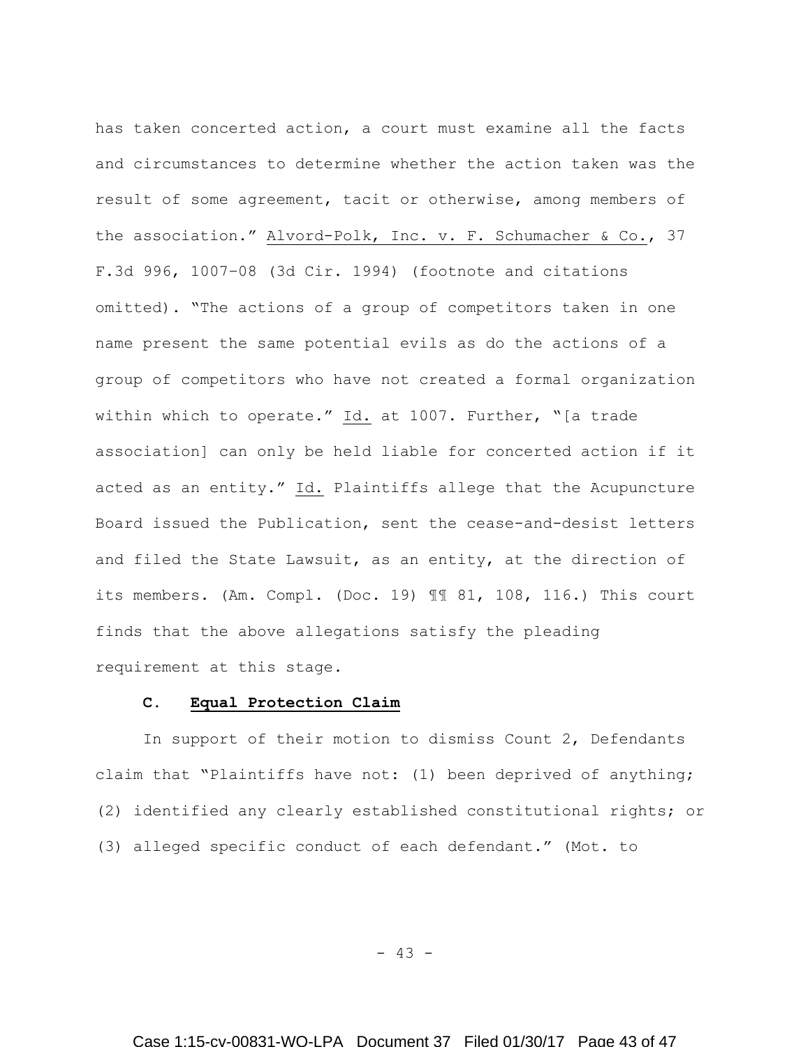has taken concerted action, a court must examine all the facts and circumstances to determine whether the action taken was the result of some agreement, tacit or otherwise, among members of the association." Alvord-Polk, Inc. v. F. Schumacher & Co., 37 F.3d 996, 1007-08 (3d Cir. 1994) (footnote and citations omitted). "The actions of a group of competitors taken in one name present the same potential evils as do the actions of a group of competitors who have not created a formal organization within which to operate." Id. at 1007. Further, "[a trade association] can only be held liable for concerted action if it acted as an entity." Id. Plaintiffs allege that the Acupuncture Board issued the Publication, sent the cease-and-desist letters and filed the State Lawsuit, as an entity, at the direction of its members. (Am. Compl. (Doc. 19) ¶¶ 81, 108, 116.) This court finds that the above allegations satisfy the pleading requirement at this stage.

### C. Equal Protection Claim

In support of their motion to dismiss Count 2, Defendants claim that "Plaintiffs have not: (1) been deprived of anything; (2) identified any clearly established constitutional rights; or (3) alleged specific conduct of each defendant." (Mot. to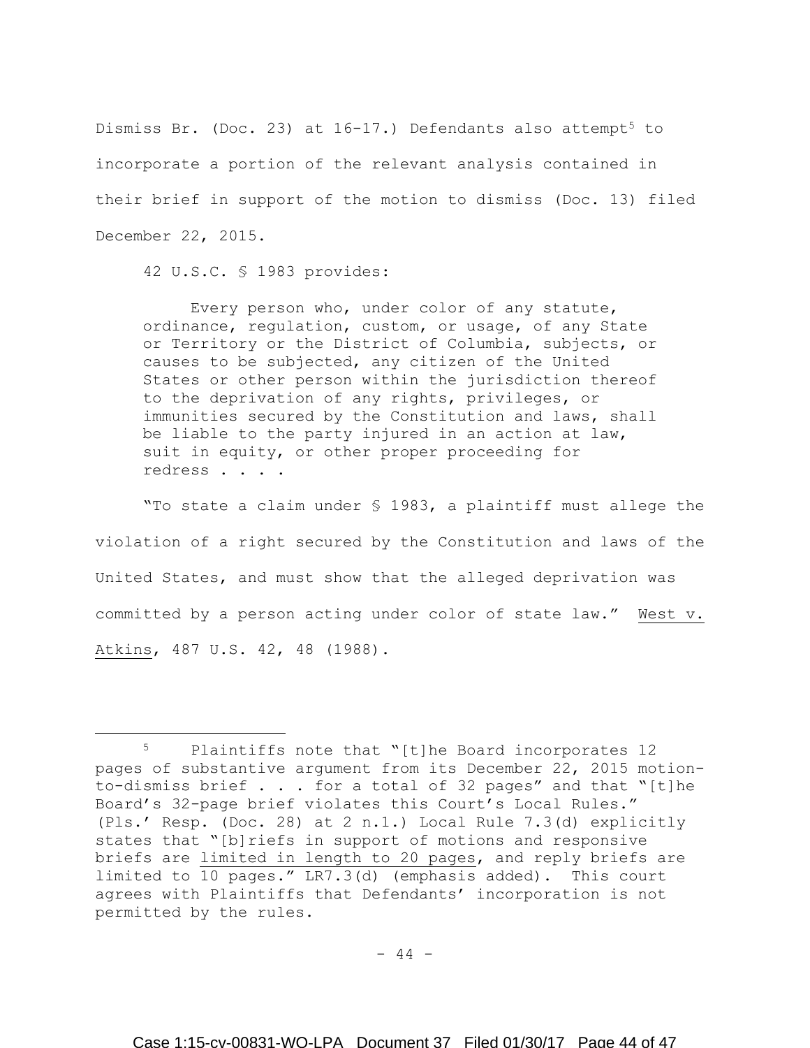Dismiss Br. (Doc. 23) at 16-17.) Defendants also attempt[5] to incorporate a portion of the relevant analysis contained in their brief in support of the motion to dismiss (Doc. 13) filed December 22, 2015.

42 U.S.C. § 1983 provides:

> Every person who, under color of any statute, ordinance, regulation, custom, or usage, of any State or Territory or the District of Columbia, subjects, or causes to be subjected, any citizen of the United States or other person within the jurisdiction thereof to the deprivation of any rights, privileges, or immunities secured by the Constitution and laws, shall be liable to the party injured in an action at law, suit in equity, or other proper proceeding for redress . . . .

"To state a claim under § 1983, a plaintiff must allege the violation of a right secured by the Constitution and laws of the United States, and must show that the alleged deprivation was committed by a person acting under color of state law." West v. Atkins, 487 U.S. 42, 48 (1988).

---

[5] Plaintiffs note that "[t]he Board incorporates 12 pages of substantive argument from its December 22, 2015 motion-to-dismiss brief . . . for a total of 32 pages" and that "[t]he Board's 32-page brief violates this Court's Local Rules." (Pls.' Resp. (Doc. 28) at 2 n.1.) Local Rule 7.3(d) explicitly states that "[b]riefs in support of motions and responsive briefs are limited in length to 20 pages, and reply briefs are limited to 10 pages." LR7.3(d) (emphasis added). This court agrees with Plaintiffs that Defendants' incorporation is not permitted by the rules.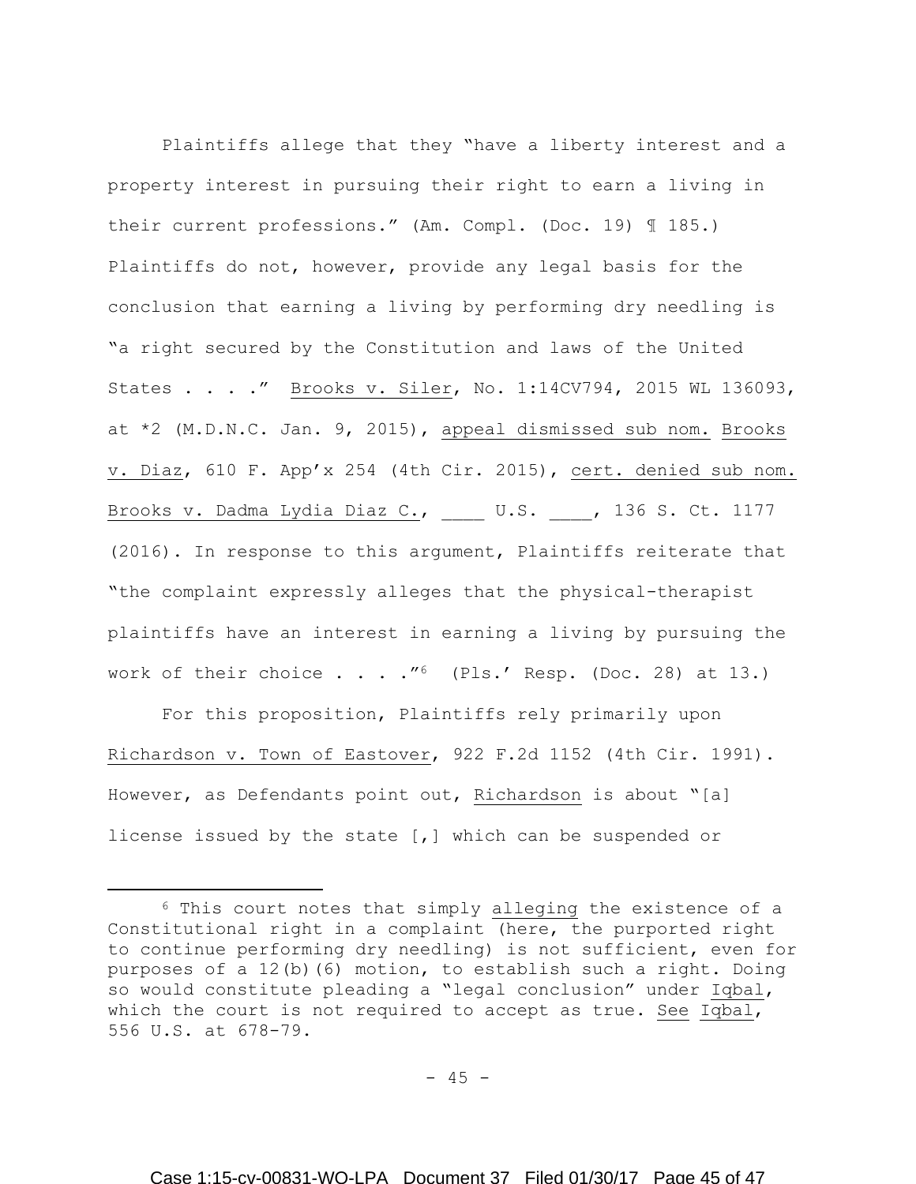Plaintiffs allege that they "have a liberty interest and a property interest in pursuing their right to earn a living in their current professions." (Am. Compl. (Doc. 19) ¶ 185.) Plaintiffs do not, however, provide any legal basis for the conclusion that earning a living by performing dry needling is "a right secured by the Constitution and laws of the United States . . . ." Brooks v. Siler, No. 1:14CV794, 2015 WL 136093, at *2 (M.D.N.C. Jan. 9, 2015), appeal dismissed sub nom. Brooks v. Diaz, 610 F. App'x 254 (4th Cir. 2015), cert. denied sub nom. Brooks v. Dadma Lydia Diaz C., ____ U.S. ____, 136 S. Ct. 1177 (2016). In response to this argument, Plaintiffs reiterate that "the complaint expressly alleges that the physical-therapist plaintiffs have an interest in earning a living by pursuing the work of their choice . . . ."[6] (Pls.' Resp. (Doc. 28) at 13.)

For this proposition, Plaintiffs rely primarily upon Richardson v. Town of Eastover, 922 F.2d 1152 (4th Cir. 1991). However, as Defendants point out, Richardson is about "[a] license issued by the state [,] which can be suspended or

[6] This court notes that simply alleging the existence of a Constitutional right in a complaint (here, the purported right to continue performing dry needling) is not sufficient, even for purposes of a 12(b)(6) motion, to establish such a right. Doing so would constitute pleading a "legal conclusion" under Iqbal, which the court is not required to accept as true. See Iqbal, 556 U.S. at 678-79.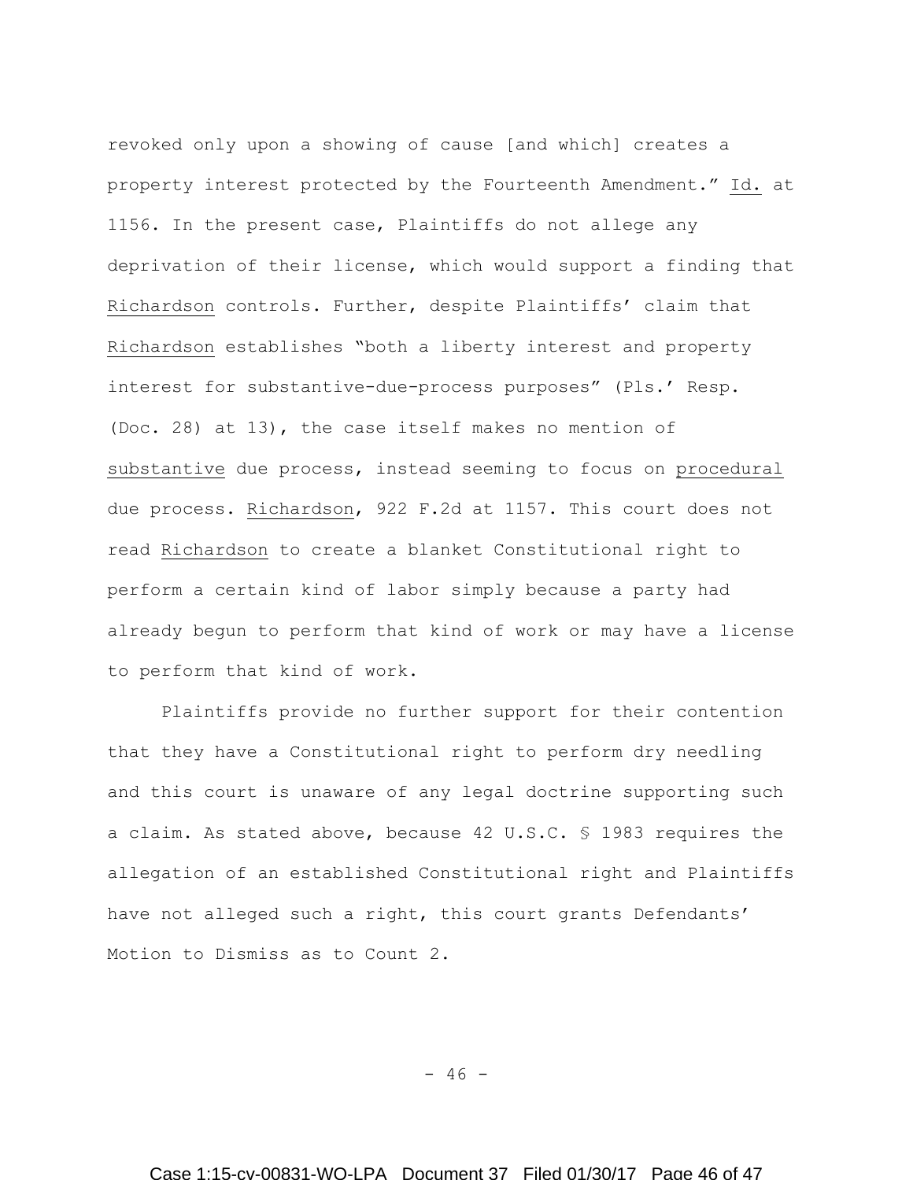revoked only upon a showing of cause [and which] creates a property interest protected by the Fourteenth Amendment." Id. at 1156. In the present case, Plaintiffs do not allege any deprivation of their license, which would support a finding that Richardson controls. Further, despite Plaintiffs' claim that Richardson establishes "both a liberty interest and property interest for substantive-due-process purposes" (Pls.' Resp. (Doc. 28) at 13), the case itself makes no mention of substantive due process, instead seeming to focus on procedural due process. Richardson, 922 F.2d at 1157. This court does not read Richardson to create a blanket Constitutional right to perform a certain kind of labor simply because a party had already begun to perform that kind of work or may have a license to perform that kind of work.

Plaintiffs provide no further support for their contention that they have a Constitutional right to perform dry needling and this court is unaware of any legal doctrine supporting such a claim. As stated above, because 42 U.S.C. § 1983 requires the allegation of an established Constitutional right and Plaintiffs have not alleged such a right, this court grants Defendants' Motion to Dismiss as to Count 2.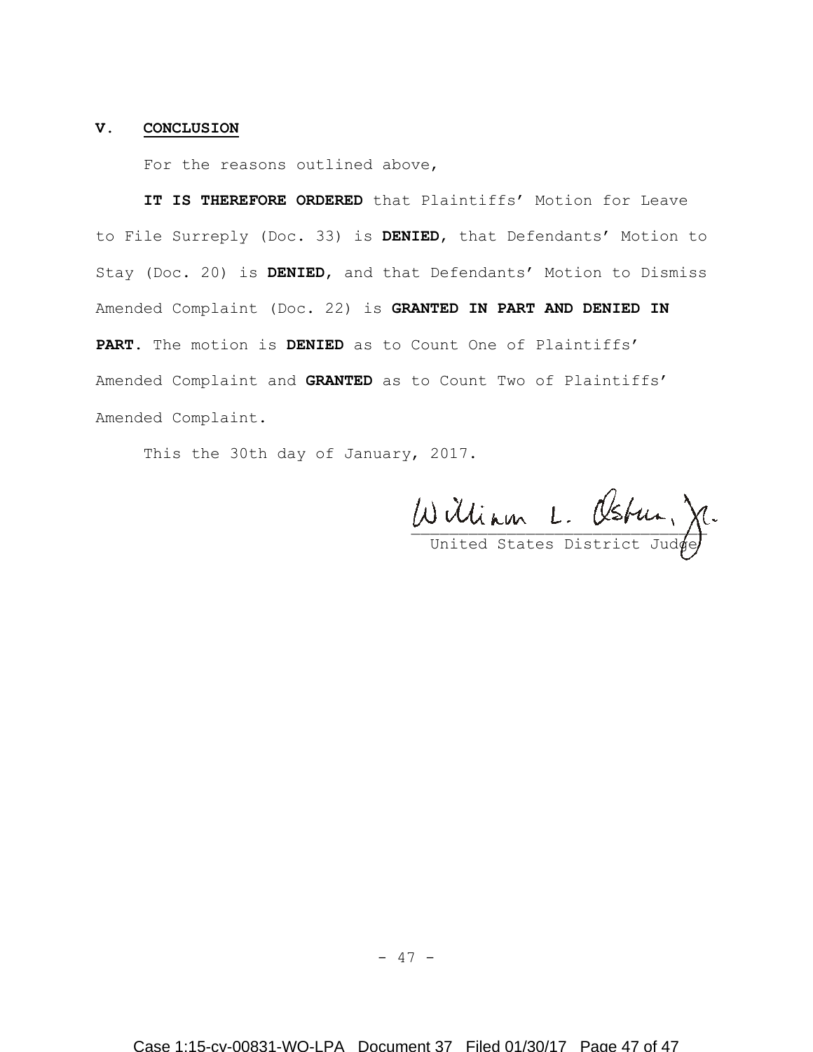## V. CONCLUSION

For the reasons outlined above,

**IT IS THEREFORE ORDERED** that Plaintiffs' Motion for Leave to File Surreply (Doc. 33) is **DENIED**, that Defendants' Motion to Stay (Doc. 20) is **DENIED**, and that Defendants' Motion to Dismiss Amended Complaint (Doc. 22) is **GRANTED IN PART AND DENIED IN PART**. The motion is **DENIED** as to Count One of Plaintiffs' Amended Complaint and **GRANTED** as to Count Two of Plaintiffs' Amended Complaint.

This the 30th day of January, 2017.

William L. Osteen, Jr.
United States District Judge